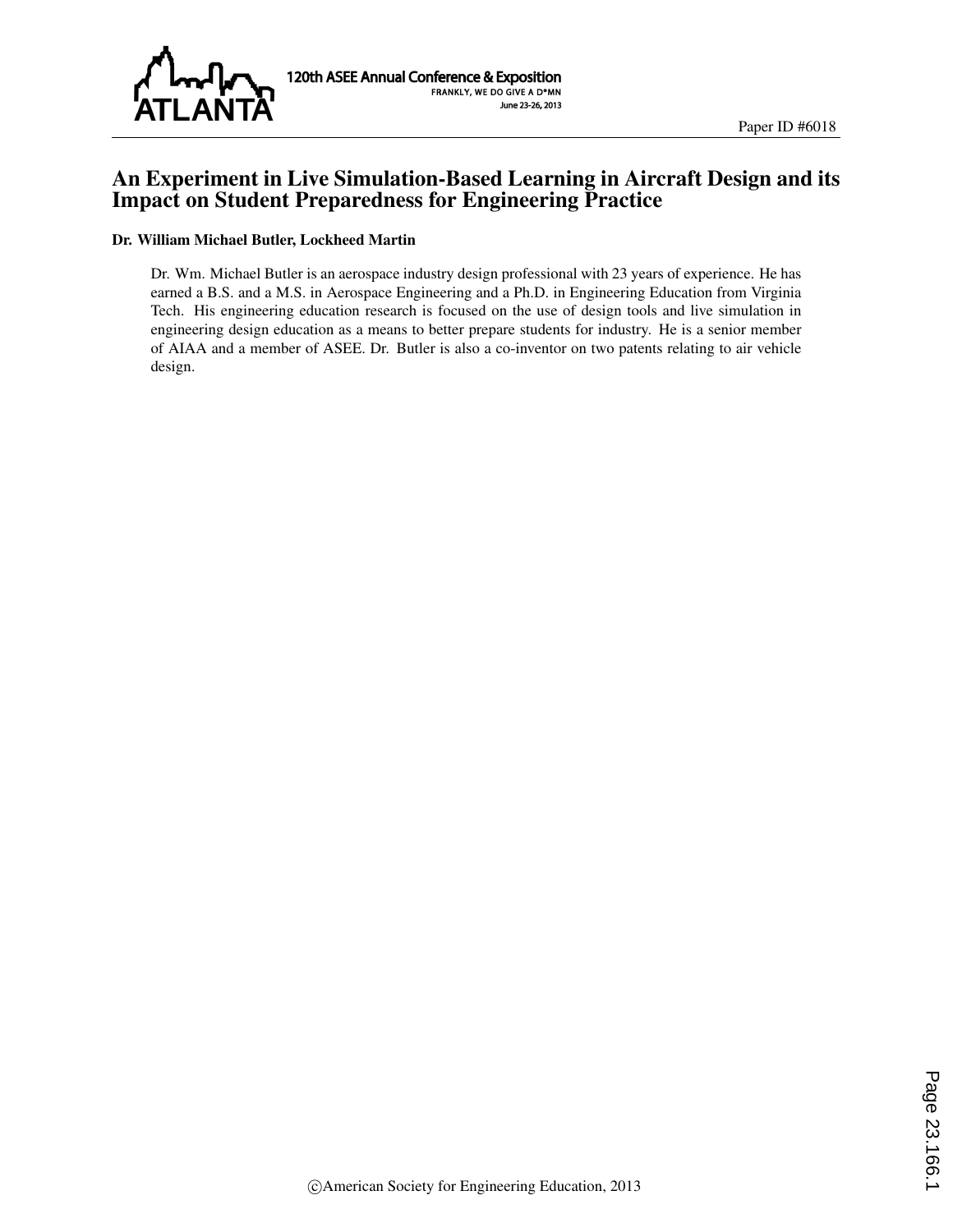Paper ID #6018

# An Experiment in Live Simulation-Based Learning in Aircraft Design and its Impact on Student Preparedness for Engineering Practice

**Dr. William Michael Butler, Lockheed Martin**

Dr. Wm. Michael Butler is an aerospace industry design professional with 23 years of experience. He has earned a B.S. and a M.S. in Aerospace Engineering and a Ph.D. in Engineering Education from Virginia Tech. His engineering education research is focused on the use of design tools and live simulation in engineering design education as a means to better prepare students for industry. He is a senior member of AIAA and a member of ASEE. Dr. Butler is also a co-inventor on two patents relating to air vehicle design.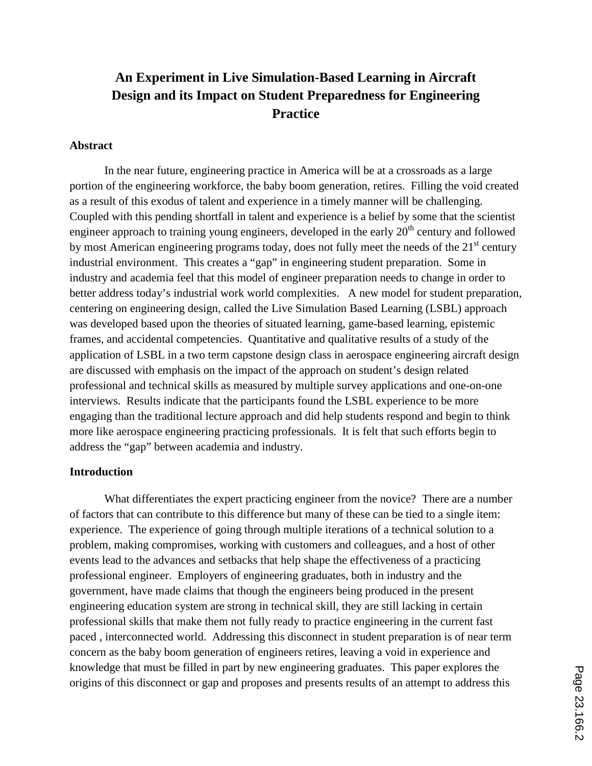# An Experiment in Live Simulation-Based Learning in Aircraft Design and its Impact on Student Preparedness for Engineering Practice

## Abstract

In the near future, engineering practice in America will be at a crossroads as a large portion of the engineering workforce, the baby boom generation, retires. Filling the void created as a result of this exodus of talent and experience in a timely manner will be challenging. Coupled with this pending shortfall in talent and experience is a belief by some that the scientist engineer approach to training young engineers, developed in the early 20th century and followed by most American engineering programs today, does not fully meet the needs of the 21st century industrial environment. This creates a "gap" in engineering student preparation. Some in industry and academia feel that this model of engineer preparation needs to change in order to better address today's industrial work world complexities. A new model for student preparation, centering on engineering design, called the Live Simulation Based Learning (LSBL) approach was developed based upon the theories of situated learning, game-based learning, epistemic frames, and accidental competencies. Quantitative and qualitative results of a study of the application of LSBL in a two term capstone design class in aerospace engineering aircraft design are discussed with emphasis on the impact of the approach on student's design related professional and technical skills as measured by multiple survey applications and one-on-one interviews. Results indicate that the participants found the LSBL experience to be more engaging than the traditional lecture approach and did help students respond and begin to think more like aerospace engineering practicing professionals. It is felt that such efforts begin to address the "gap" between academia and industry.

## Introduction

What differentiates the expert practicing engineer from the novice? There are a number of factors that can contribute to this difference but many of these can be tied to a single item: experience. The experience of going through multiple iterations of a technical solution to a problem, making compromises, working with customers and colleagues, and a host of other events lead to the advances and setbacks that help shape the effectiveness of a practicing professional engineer. Employers of engineering graduates, both in industry and the government, have made claims that though the engineers being produced in the present engineering education system are strong in technical skill, they are still lacking in certain professional skills that make them not fully ready to practice engineering in the current fast paced , interconnected world. Addressing this disconnect in student preparation is of near term concern as the baby boom generation of engineers retires, leaving a void in experience and knowledge that must be filled in part by new engineering graduates. This paper explores the origins of this disconnect or gap and proposes and presents results of an attempt to address this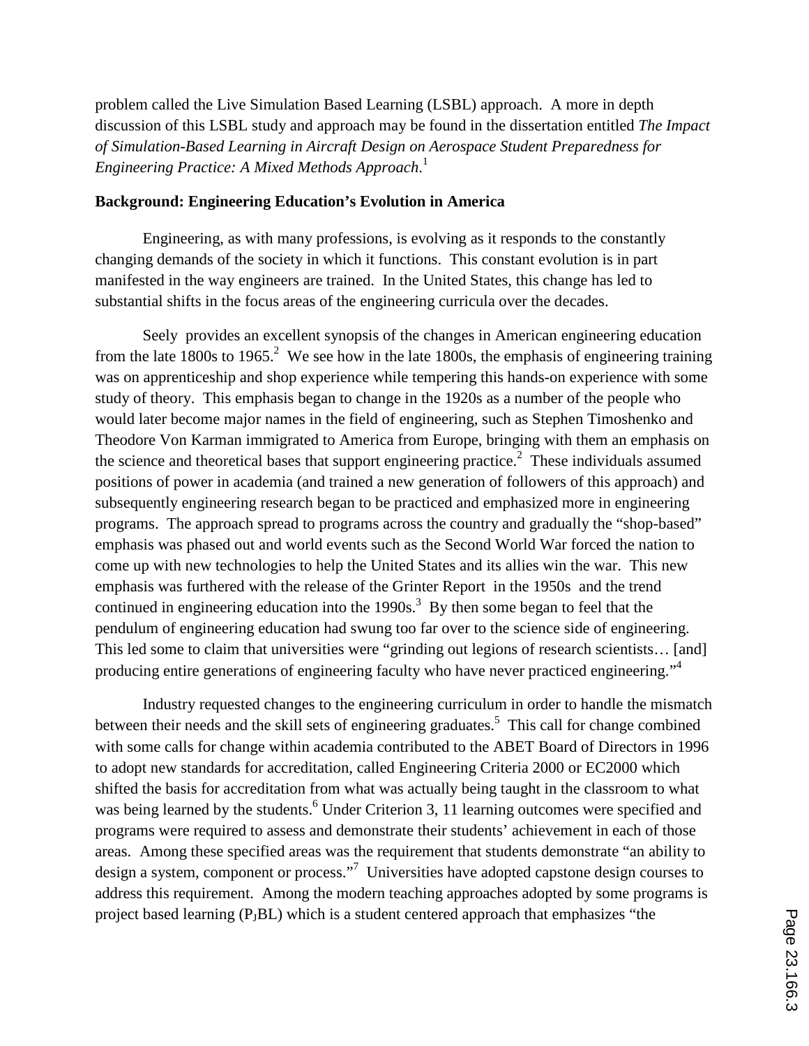problem called the Live Simulation Based Learning (LSBL) approach. A more in depth discussion of this LSBL study and approach may be found in the dissertation entitled *The Impact of Simulation-Based Learning in Aircraft Design on Aerospace Student Preparedness for Engineering Practice: A Mixed Methods Approach*.[1]

**Background: Engineering Education's Evolution in America**

Engineering, as with many professions, is evolving as it responds to the constantly changing demands of the society in which it functions. This constant evolution is in part manifested in the way engineers are trained. In the United States, this change has led to substantial shifts in the focus areas of the engineering curricula over the decades.

Seely provides an excellent synopsis of the changes in American engineering education from the late 1800s to 1965.[2] We see how in the late 1800s, the emphasis of engineering training was on apprenticeship and shop experience while tempering this hands-on experience with some study of theory. This emphasis began to change in the 1920s as a number of the people who would later become major names in the field of engineering, such as Stephen Timoshenko and Theodore Von Karman immigrated to America from Europe, bringing with them an emphasis on the science and theoretical bases that support engineering practice.[2] These individuals assumed positions of power in academia (and trained a new generation of followers of this approach) and subsequently engineering research began to be practiced and emphasized more in engineering programs. The approach spread to programs across the country and gradually the "shop-based" emphasis was phased out and world events such as the Second World War forced the nation to come up with new technologies to help the United States and its allies win the war. This new emphasis was furthered with the release of the Grinter Report in the 1950s and the trend continued in engineering education into the 1990s.[3] By then some began to feel that the pendulum of engineering education had swung too far over to the science side of engineering. This led some to claim that universities were "grinding out legions of research scientists… [and] producing entire generations of engineering faculty who have never practiced engineering."[4]

Industry requested changes to the engineering curriculum in order to handle the mismatch between their needs and the skill sets of engineering graduates.[5] This call for change combined with some calls for change within academia contributed to the ABET Board of Directors in 1996 to adopt new standards for accreditation, called Engineering Criteria 2000 or EC2000 which shifted the basis for accreditation from what was actually being taught in the classroom to what was being learned by the students.[6] Under Criterion 3, 11 learning outcomes were specified and programs were required to assess and demonstrate their students' achievement in each of those areas. Among these specified areas was the requirement that students demonstrate "an ability to design a system, component or process."[7] Universities have adopted capstone design courses to address this requirement. Among the modern teaching approaches adopted by some programs is project based learning ($P_J$BL) which is a student centered approach that emphasizes "the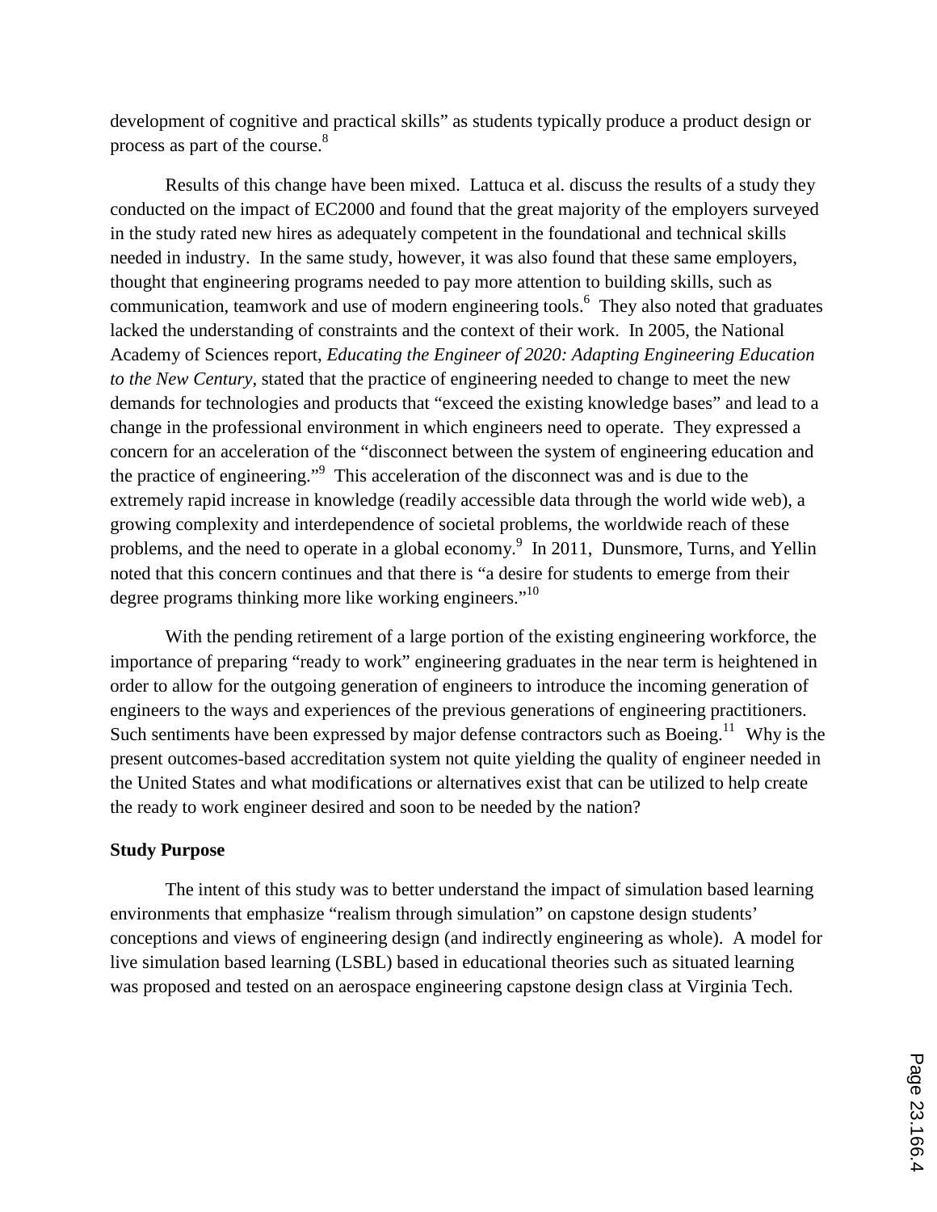development of cognitive and practical skills" as students typically produce a product design or process as part of the course.[8]

Results of this change have been mixed. Lattuca et al. discuss the results of a study they conducted on the impact of EC2000 and found that the great majority of the employers surveyed in the study rated new hires as adequately competent in the foundational and technical skills needed in industry. In the same study, however, it was also found that these same employers, thought that engineering programs needed to pay more attention to building skills, such as communication, teamwork and use of modern engineering tools.[6] They also noted that graduates lacked the understanding of constraints and the context of their work. In 2005, the National Academy of Sciences report, *Educating the Engineer of 2020: Adapting Engineering Education to the New Century,* stated that the practice of engineering needed to change to meet the new demands for technologies and products that "exceed the existing knowledge bases" and lead to a change in the professional environment in which engineers need to operate. They expressed a concern for an acceleration of the "disconnect between the system of engineering education and the practice of engineering."[9] This acceleration of the disconnect was and is due to the extremely rapid increase in knowledge (readily accessible data through the world wide web), a growing complexity and interdependence of societal problems, the worldwide reach of these problems, and the need to operate in a global economy.[9] In 2011, Dunsmore, Turns, and Yellin noted that this concern continues and that there is "a desire for students to emerge from their degree programs thinking more like working engineers."[10]

With the pending retirement of a large portion of the existing engineering workforce, the importance of preparing "ready to work" engineering graduates in the near term is heightened in order to allow for the outgoing generation of engineers to introduce the incoming generation of engineers to the ways and experiences of the previous generations of engineering practitioners. Such sentiments have been expressed by major defense contractors such as Boeing.[11] Why is the present outcomes-based accreditation system not quite yielding the quality of engineer needed in the United States and what modifications or alternatives exist that can be utilized to help create the ready to work engineer desired and soon to be needed by the nation?

## Study Purpose

The intent of this study was to better understand the impact of simulation based learning environments that emphasize "realism through simulation" on capstone design students' conceptions and views of engineering design (and indirectly engineering as whole). A model for live simulation based learning (LSBL) based in educational theories such as situated learning was proposed and tested on an aerospace engineering capstone design class at Virginia Tech.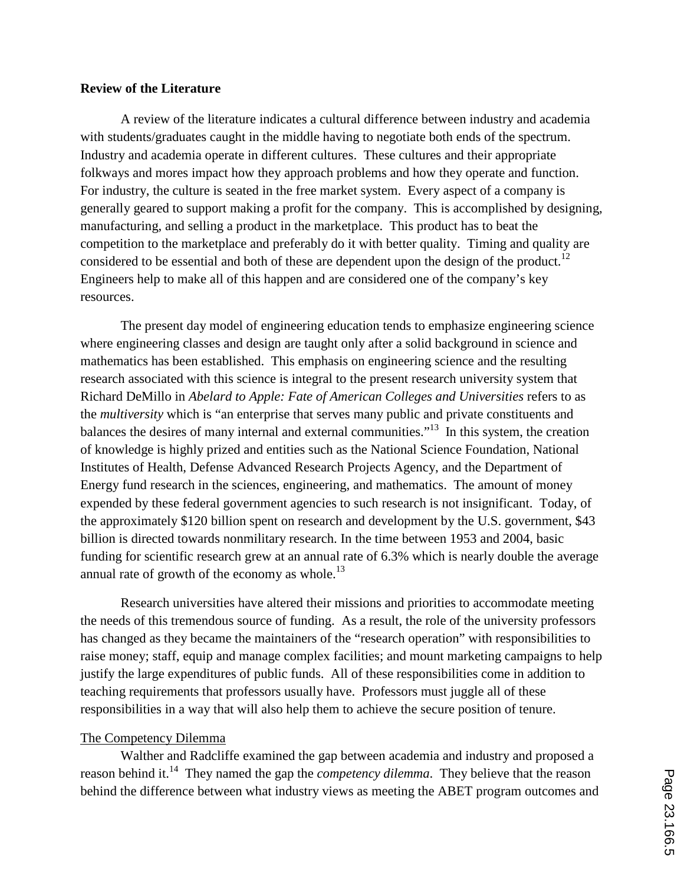## Review of the Literature

A review of the literature indicates a cultural difference between industry and academia with students/graduates caught in the middle having to negotiate both ends of the spectrum. Industry and academia operate in different cultures. These cultures and their appropriate folkways and mores impact how they approach problems and how they operate and function. For industry, the culture is seated in the free market system. Every aspect of a company is generally geared to support making a profit for the company. This is accomplished by designing, manufacturing, and selling a product in the marketplace. This product has to beat the competition to the marketplace and preferably do it with better quality. Timing and quality are considered to be essential and both of these are dependent upon the design of the product.[12] Engineers help to make all of this happen and are considered one of the company's key resources.

The present day model of engineering education tends to emphasize engineering science where engineering classes and design are taught only after a solid background in science and mathematics has been established. This emphasis on engineering science and the resulting research associated with this science is integral to the present research university system that Richard DeMillo in *Abelard to Apple: Fate of American Colleges and Universities* refers to as the *multiversity* which is "an enterprise that serves many public and private constituents and balances the desires of many internal and external communities."[13] In this system, the creation of knowledge is highly prized and entities such as the National Science Foundation, National Institutes of Health, Defense Advanced Research Projects Agency, and the Department of Energy fund research in the sciences, engineering, and mathematics. The amount of money expended by these federal government agencies to such research is not insignificant. Today, of the approximately $120 billion spent on research and development by the U.S. government, $43 billion is directed towards nonmilitary research. In the time between 1953 and 2004, basic funding for scientific research grew at an annual rate of 6.3% which is nearly double the average annual rate of growth of the economy as whole.[13]

Research universities have altered their missions and priorities to accommodate meeting the needs of this tremendous source of funding. As a result, the role of the university professors has changed as they became the maintainers of the "research operation" with responsibilities to raise money; staff, equip and manage complex facilities; and mount marketing campaigns to help justify the large expenditures of public funds. All of these responsibilities come in addition to teaching requirements that professors usually have. Professors must juggle all of these responsibilities in a way that will also help them to achieve the secure position of tenure.

### The Competency Dilemma

Walther and Radcliffe examined the gap between academia and industry and proposed a reason behind it.[14] They named the gap the *competency dilemma*. They believe that the reason behind the difference between what industry views as meeting the ABET program outcomes and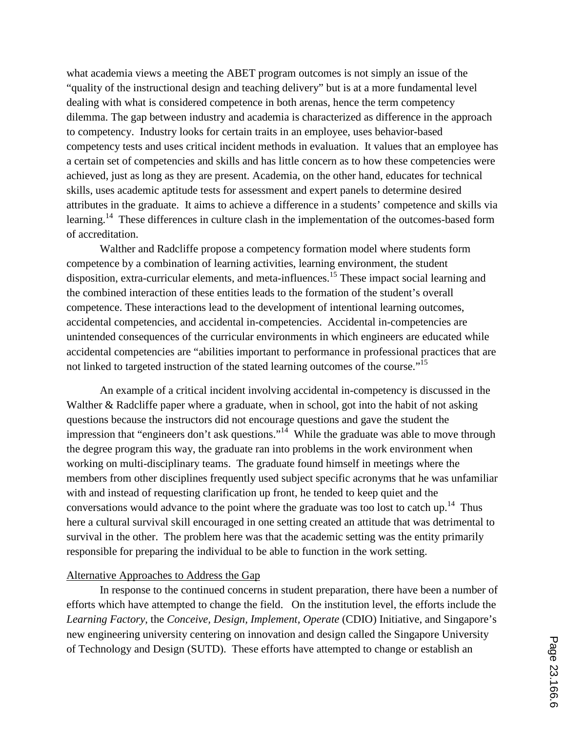what academia views a meeting the ABET program outcomes is not simply an issue of the "quality of the instructional design and teaching delivery" but is at a more fundamental level dealing with what is considered competence in both arenas, hence the term competency dilemma. The gap between industry and academia is characterized as difference in the approach to competency. Industry looks for certain traits in an employee, uses behavior-based competency tests and uses critical incident methods in evaluation. It values that an employee has a certain set of competencies and skills and has little concern as to how these competencies were achieved, just as long as they are present. Academia, on the other hand, educates for technical skills, uses academic aptitude tests for assessment and expert panels to determine desired attributes in the graduate. It aims to achieve a difference in a students' competence and skills via learning.[14] These differences in culture clash in the implementation of the outcomes-based form of accreditation.

Walther and Radcliffe propose a competency formation model where students form competence by a combination of learning activities, learning environment, the student disposition, extra-curricular elements, and meta-influences.[15] These impact social learning and the combined interaction of these entities leads to the formation of the student's overall competence. These interactions lead to the development of intentional learning outcomes, accidental competencies, and accidental in-competencies. Accidental in-competencies are unintended consequences of the curricular environments in which engineers are educated while accidental competencies are "abilities important to performance in professional practices that are not linked to targeted instruction of the stated learning outcomes of the course."[15]

An example of a critical incident involving accidental in-competency is discussed in the Walther & Radcliffe paper where a graduate, when in school, got into the habit of not asking questions because the instructors did not encourage questions and gave the student the impression that "engineers don't ask questions."[14] While the graduate was able to move through the degree program this way, the graduate ran into problems in the work environment when working on multi-disciplinary teams. The graduate found himself in meetings where the members from other disciplines frequently used subject specific acronyms that he was unfamiliar with and instead of requesting clarification up front, he tended to keep quiet and the conversations would advance to the point where the graduate was too lost to catch up.[14] Thus here a cultural survival skill encouraged in one setting created an attitude that was detrimental to survival in the other. The problem here was that the academic setting was the entity primarily responsible for preparing the individual to be able to function in the work setting.

## Alternative Approaches to Address the Gap

In response to the continued concerns in student preparation, there have been a number of efforts which have attempted to change the field. On the institution level, the efforts include the *Learning Factory*, the *Conceive, Design, Implement, Operate* (CDIO) Initiative, and Singapore's new engineering university centering on innovation and design called the Singapore University of Technology and Design (SUTD). These efforts have attempted to change or establish an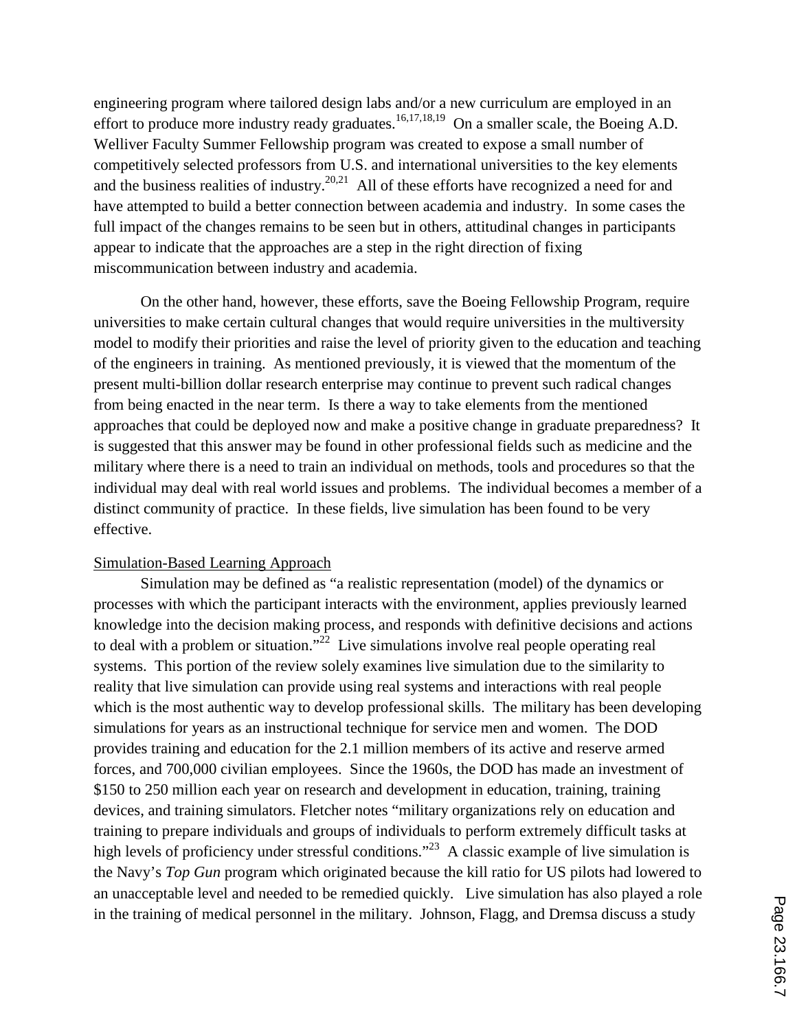engineering program where tailored design labs and/or a new curriculum are employed in an effort to produce more industry ready graduates.[16,17,18,19] On a smaller scale, the Boeing A.D. Welliver Faculty Summer Fellowship program was created to expose a small number of competitively selected professors from U.S. and international universities to the key elements and the business realities of industry.[20,21] All of these efforts have recognized a need for and have attempted to build a better connection between academia and industry. In some cases the full impact of the changes remains to be seen but in others, attitudinal changes in participants appear to indicate that the approaches are a step in the right direction of fixing miscommunication between industry and academia.

On the other hand, however, these efforts, save the Boeing Fellowship Program, require universities to make certain cultural changes that would require universities in the multiversity model to modify their priorities and raise the level of priority given to the education and teaching of the engineers in training. As mentioned previously, it is viewed that the momentum of the present multi-billion dollar research enterprise may continue to prevent such radical changes from being enacted in the near term. Is there a way to take elements from the mentioned approaches that could be deployed now and make a positive change in graduate preparedness? It is suggested that this answer may be found in other professional fields such as medicine and the military where there is a need to train an individual on methods, tools and procedures so that the individual may deal with real world issues and problems. The individual becomes a member of a distinct community of practice. In these fields, live simulation has been found to be very effective.

## Simulation-Based Learning Approach

Simulation may be defined as "a realistic representation (model) of the dynamics or processes with which the participant interacts with the environment, applies previously learned knowledge into the decision making process, and responds with definitive decisions and actions to deal with a problem or situation."[22] Live simulations involve real people operating real systems. This portion of the review solely examines live simulation due to the similarity to reality that live simulation can provide using real systems and interactions with real people which is the most authentic way to develop professional skills. The military has been developing simulations for years as an instructional technique for service men and women. The DOD provides training and education for the 2.1 million members of its active and reserve armed forces, and 700,000 civilian employees. Since the 1960s, the DOD has made an investment of $150 to 250 million each year on research and development in education, training, training devices, and training simulators. Fletcher notes "military organizations rely on education and training to prepare individuals and groups of individuals to perform extremely difficult tasks at high levels of proficiency under stressful conditions."[23] A classic example of live simulation is the Navy's *Top Gun* program which originated because the kill ratio for US pilots had lowered to an unacceptable level and needed to be remedied quickly. Live simulation has also played a role in the training of medical personnel in the military. Johnson, Flagg, and Dremsa discuss a study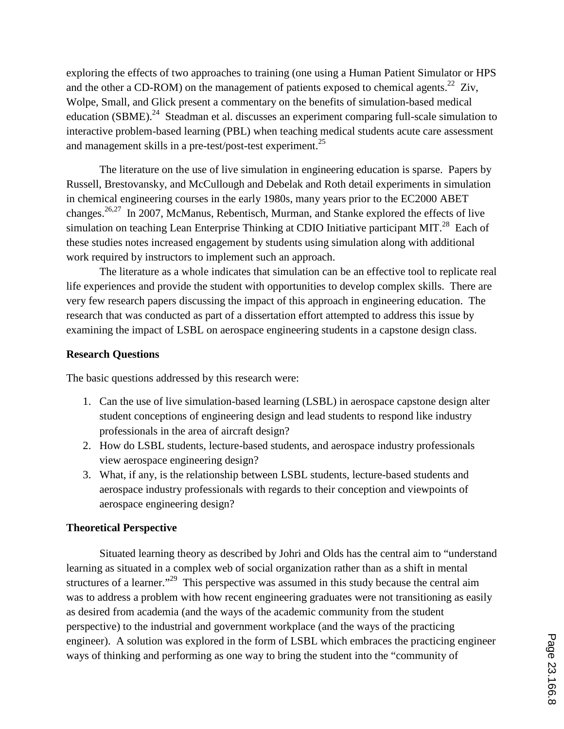exploring the effects of two approaches to training (one using a Human Patient Simulator or HPS and the other a CD-ROM) on the management of patients exposed to chemical agents.[22] Ziv, Wolpe, Small, and Glick present a commentary on the benefits of simulation-based medical education (SBME).[24] Steadman et al. discusses an experiment comparing full-scale simulation to interactive problem-based learning (PBL) when teaching medical students acute care assessment and management skills in a pre-test/post-test experiment.[25]

The literature on the use of live simulation in engineering education is sparse. Papers by Russell, Brestovansky, and McCullough and Debelak and Roth detail experiments in simulation in chemical engineering courses in the early 1980s, many years prior to the EC2000 ABET changes.[26,27] In 2007, McManus, Rebentisch, Murman, and Stanke explored the effects of live simulation on teaching Lean Enterprise Thinking at CDIO Initiative participant MIT.[28] Each of these studies notes increased engagement by students using simulation along with additional work required by instructors to implement such an approach.

The literature as a whole indicates that simulation can be an effective tool to replicate real life experiences and provide the student with opportunities to develop complex skills. There are very few research papers discussing the impact of this approach in engineering education. The research that was conducted as part of a dissertation effort attempted to address this issue by examining the impact of LSBL on aerospace engineering students in a capstone design class.

## Research Questions

The basic questions addressed by this research were:

1. Can the use of live simulation-based learning (LSBL) in aerospace capstone design alter student conceptions of engineering design and lead students to respond like industry professionals in the area of aircraft design?
2. How do LSBL students, lecture-based students, and aerospace industry professionals view aerospace engineering design?
3. What, if any, is the relationship between LSBL students, lecture-based students and aerospace industry professionals with regards to their conception and viewpoints of aerospace engineering design?

## Theoretical Perspective

Situated learning theory as described by Johri and Olds has the central aim to "understand learning as situated in a complex web of social organization rather than as a shift in mental structures of a learner."[29] This perspective was assumed in this study because the central aim was to address a problem with how recent engineering graduates were not transitioning as easily as desired from academia (and the ways of the academic community from the student perspective) to the industrial and government workplace (and the ways of the practicing engineer). A solution was explored in the form of LSBL which embraces the practicing engineer ways of thinking and performing as one way to bring the student into the "community of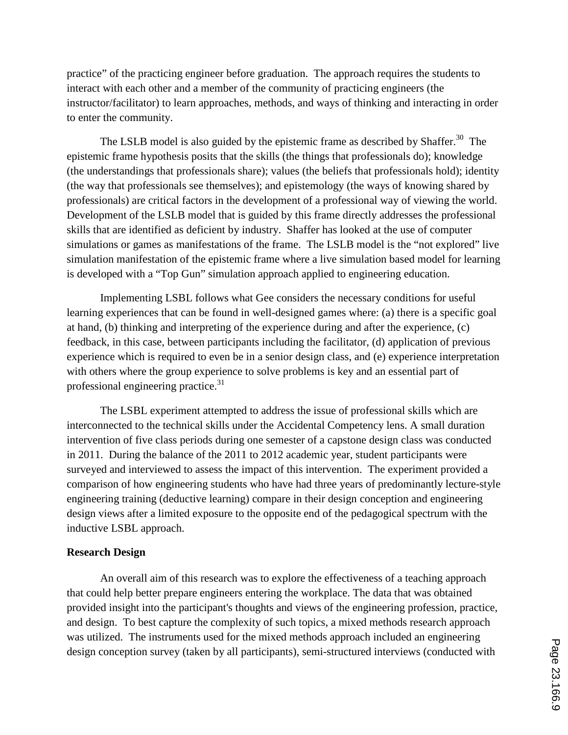practice" of the practicing engineer before graduation. The approach requires the students to interact with each other and a member of the community of practicing engineers (the instructor/facilitator) to learn approaches, methods, and ways of thinking and interacting in order to enter the community.

The LSLB model is also guided by the epistemic frame as described by Shaffer.[30] The epistemic frame hypothesis posits that the skills (the things that professionals do); knowledge (the understandings that professionals share); values (the beliefs that professionals hold); identity (the way that professionals see themselves); and epistemology (the ways of knowing shared by professionals) are critical factors in the development of a professional way of viewing the world. Development of the LSLB model that is guided by this frame directly addresses the professional skills that are identified as deficient by industry. Shaffer has looked at the use of computer simulations or games as manifestations of the frame. The LSLB model is the "not explored" live simulation manifestation of the epistemic frame where a live simulation based model for learning is developed with a "Top Gun" simulation approach applied to engineering education.

Implementing LSBL follows what Gee considers the necessary conditions for useful learning experiences that can be found in well-designed games where: (a) there is a specific goal at hand, (b) thinking and interpreting of the experience during and after the experience, (c) feedback, in this case, between participants including the facilitator, (d) application of previous experience which is required to even be in a senior design class, and (e) experience interpretation with others where the group experience to solve problems is key and an essential part of professional engineering practice.[31]

The LSBL experiment attempted to address the issue of professional skills which are interconnected to the technical skills under the Accidental Competency lens. A small duration intervention of five class periods during one semester of a capstone design class was conducted in 2011. During the balance of the 2011 to 2012 academic year, student participants were surveyed and interviewed to assess the impact of this intervention. The experiment provided a comparison of how engineering students who have had three years of predominantly lecture-style engineering training (deductive learning) compare in their design conception and engineering design views after a limited exposure to the opposite end of the pedagogical spectrum with the inductive LSBL approach.

**Research Design**

An overall aim of this research was to explore the effectiveness of a teaching approach that could help better prepare engineers entering the workplace. The data that was obtained provided insight into the participant's thoughts and views of the engineering profession, practice, and design. To best capture the complexity of such topics, a mixed methods research approach was utilized. The instruments used for the mixed methods approach included an engineering design conception survey (taken by all participants), semi-structured interviews (conducted with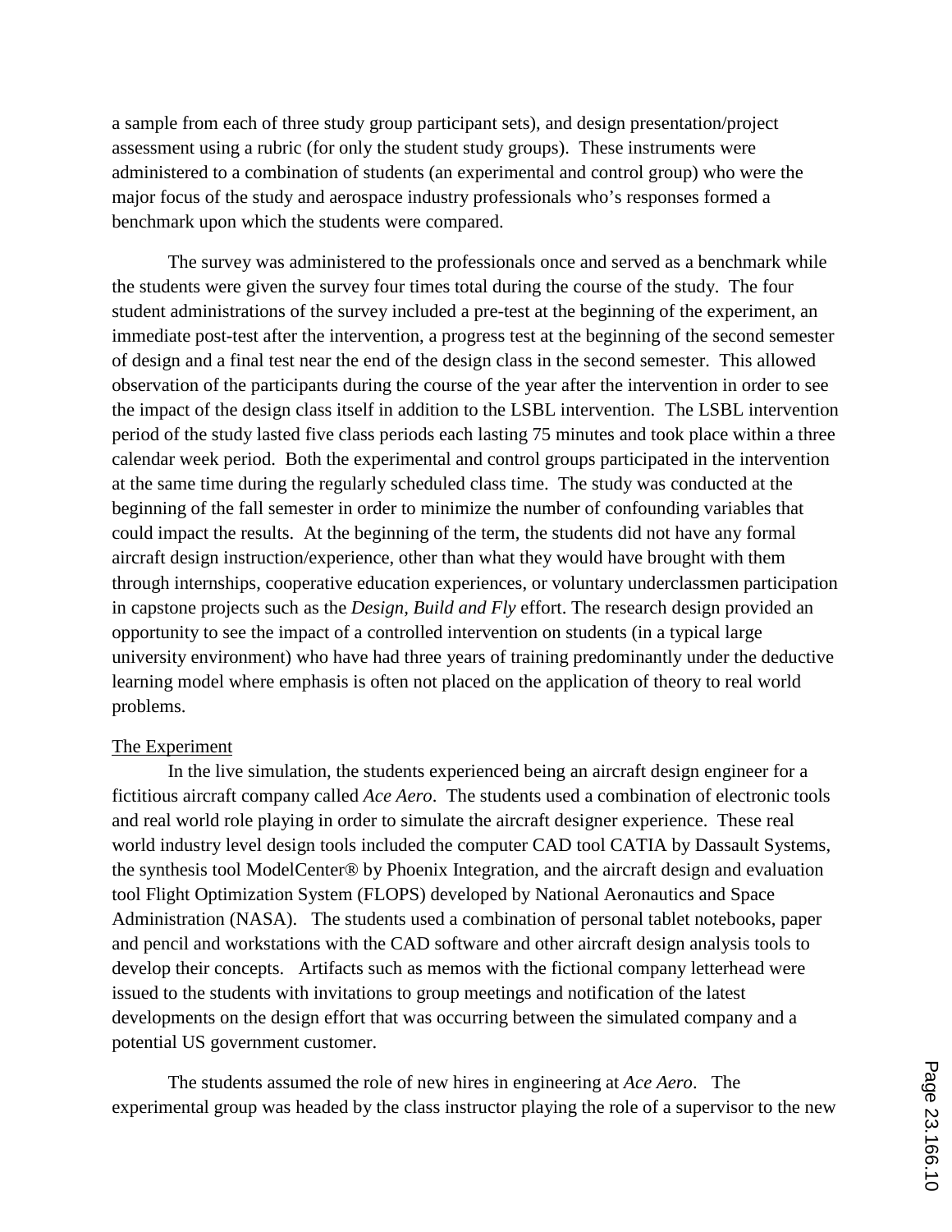a sample from each of three study group participant sets), and design presentation/project assessment using a rubric (for only the student study groups). These instruments were administered to a combination of students (an experimental and control group) who were the major focus of the study and aerospace industry professionals who's responses formed a benchmark upon which the students were compared.

The survey was administered to the professionals once and served as a benchmark while the students were given the survey four times total during the course of the study. The four student administrations of the survey included a pre-test at the beginning of the experiment, an immediate post-test after the intervention, a progress test at the beginning of the second semester of design and a final test near the end of the design class in the second semester. This allowed observation of the participants during the course of the year after the intervention in order to see the impact of the design class itself in addition to the LSBL intervention. The LSBL intervention period of the study lasted five class periods each lasting 75 minutes and took place within a three calendar week period. Both the experimental and control groups participated in the intervention at the same time during the regularly scheduled class time. The study was conducted at the beginning of the fall semester in order to minimize the number of confounding variables that could impact the results. At the beginning of the term, the students did not have any formal aircraft design instruction/experience, other than what they would have brought with them through internships, cooperative education experiences, or voluntary underclassmen participation in capstone projects such as the *Design, Build and Fly* effort. The research design provided an opportunity to see the impact of a controlled intervention on students (in a typical large university environment) who have had three years of training predominantly under the deductive learning model where emphasis is often not placed on the application of theory to real world problems.

### The Experiment

In the live simulation, the students experienced being an aircraft design engineer for a fictitious aircraft company called *Ace Aero*. The students used a combination of electronic tools and real world role playing in order to simulate the aircraft designer experience. These real world industry level design tools included the computer CAD tool CATIA by Dassault Systems, the synthesis tool ModelCenter® by Phoenix Integration, and the aircraft design and evaluation tool Flight Optimization System (FLOPS) developed by National Aeronautics and Space Administration (NASA). The students used a combination of personal tablet notebooks, paper and pencil and workstations with the CAD software and other aircraft design analysis tools to develop their concepts. Artifacts such as memos with the fictional company letterhead were issued to the students with invitations to group meetings and notification of the latest developments on the design effort that was occurring between the simulated company and a potential US government customer.

The students assumed the role of new hires in engineering at *Ace Aero*. The experimental group was headed by the class instructor playing the role of a supervisor to the new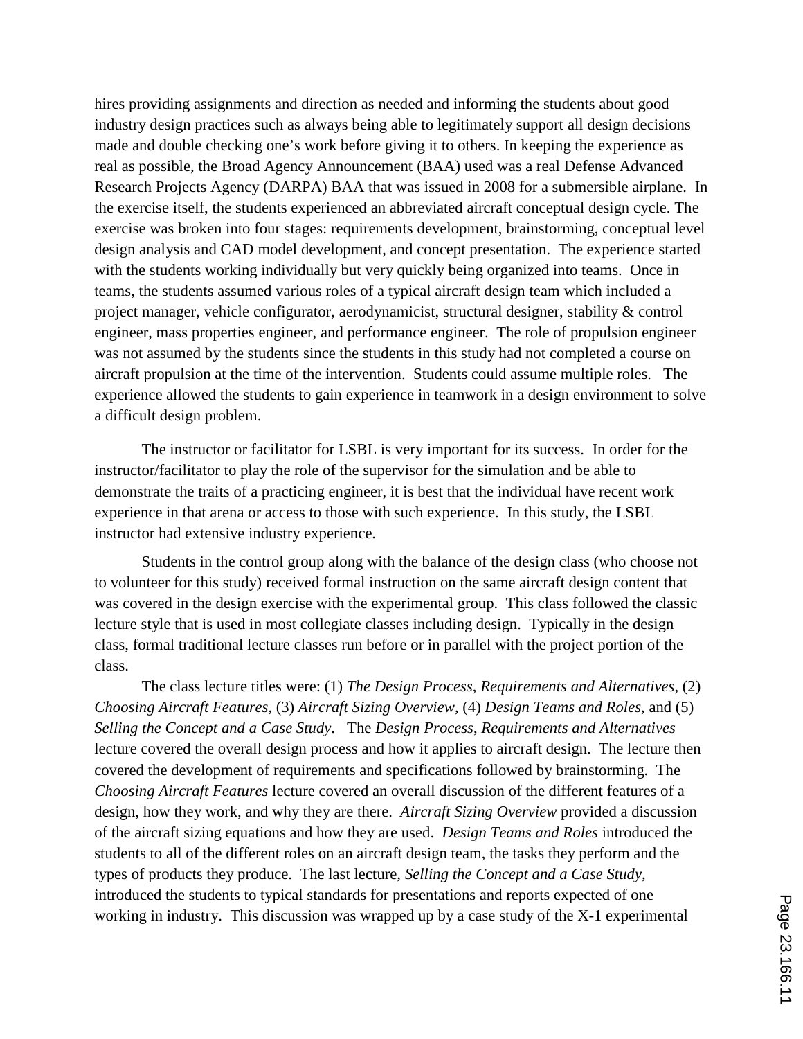hires providing assignments and direction as needed and informing the students about good industry design practices such as always being able to legitimately support all design decisions made and double checking one's work before giving it to others. In keeping the experience as real as possible, the Broad Agency Announcement (BAA) used was a real Defense Advanced Research Projects Agency (DARPA) BAA that was issued in 2008 for a submersible airplane. In the exercise itself, the students experienced an abbreviated aircraft conceptual design cycle. The exercise was broken into four stages: requirements development, brainstorming, conceptual level design analysis and CAD model development, and concept presentation. The experience started with the students working individually but very quickly being organized into teams. Once in teams, the students assumed various roles of a typical aircraft design team which included a project manager, vehicle configurator, aerodynamicist, structural designer, stability & control engineer, mass properties engineer, and performance engineer. The role of propulsion engineer was not assumed by the students since the students in this study had not completed a course on aircraft propulsion at the time of the intervention. Students could assume multiple roles. The experience allowed the students to gain experience in teamwork in a design environment to solve a difficult design problem.

The instructor or facilitator for LSBL is very important for its success. In order for the instructor/facilitator to play the role of the supervisor for the simulation and be able to demonstrate the traits of a practicing engineer, it is best that the individual have recent work experience in that arena or access to those with such experience. In this study, the LSBL instructor had extensive industry experience.

Students in the control group along with the balance of the design class (who choose not to volunteer for this study) received formal instruction on the same aircraft design content that was covered in the design exercise with the experimental group. This class followed the classic lecture style that is used in most collegiate classes including design. Typically in the design class, formal traditional lecture classes run before or in parallel with the project portion of the class.

The class lecture titles were: (1) *The Design Process, Requirements and Alternatives*, (2) *Choosing Aircraft Features*, (3) *Aircraft Sizing Overview*, (4) *Design Teams and Roles*, and (5) *Selling the Concept and a Case Study*. The *Design Process, Requirements and Alternatives* lecture covered the overall design process and how it applies to aircraft design. The lecture then covered the development of requirements and specifications followed by brainstorming. The *Choosing Aircraft Features* lecture covered an overall discussion of the different features of a design, how they work, and why they are there. *Aircraft Sizing Overview* provided a discussion of the aircraft sizing equations and how they are used. *Design Teams and Roles* introduced the students to all of the different roles on an aircraft design team, the tasks they perform and the types of products they produce. The last lecture, *Selling the Concept and a Case Study*, introduced the students to typical standards for presentations and reports expected of one working in industry. This discussion was wrapped up by a case study of the X-1 experimental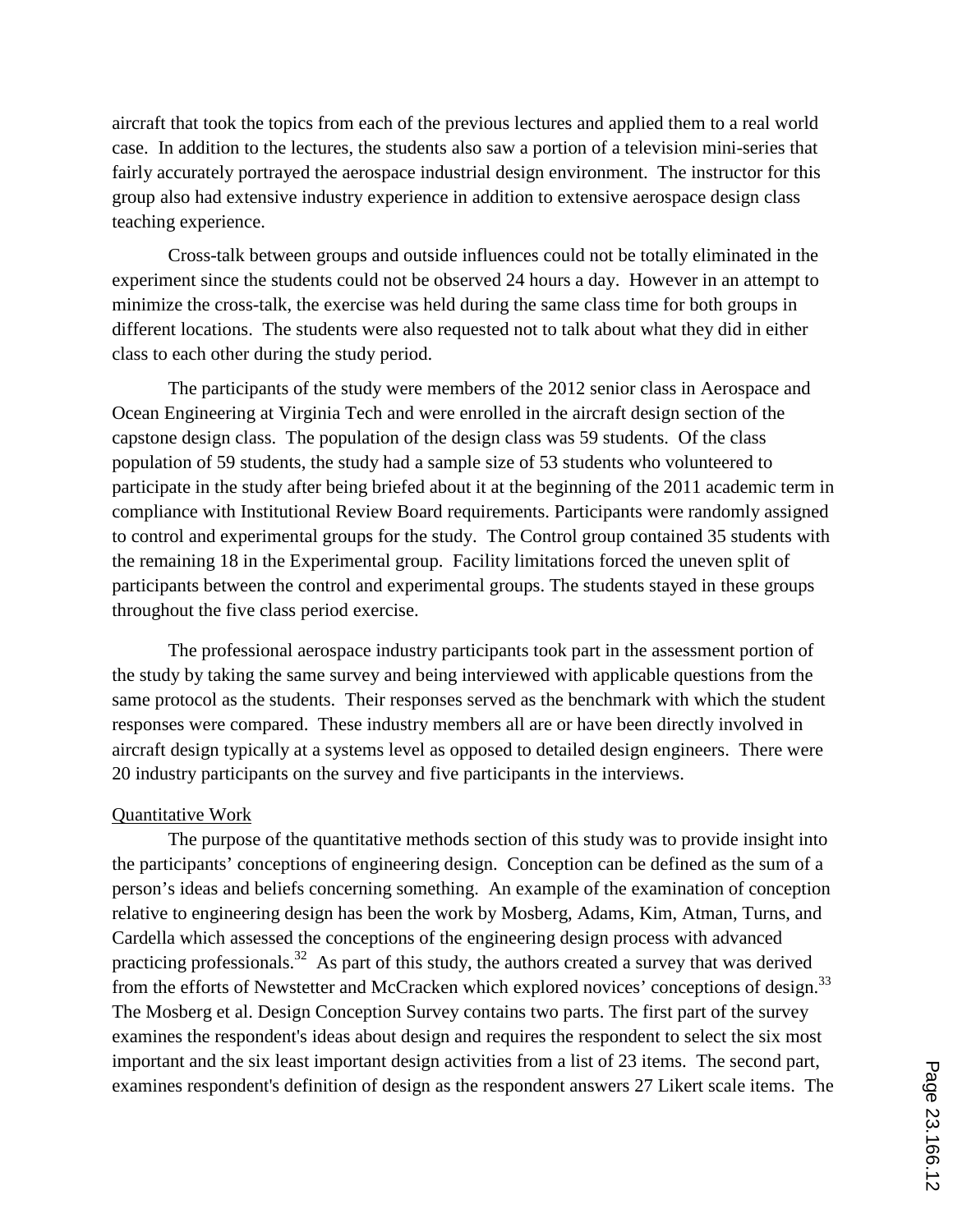aircraft that took the topics from each of the previous lectures and applied them to a real world case. In addition to the lectures, the students also saw a portion of a television mini-series that fairly accurately portrayed the aerospace industrial design environment. The instructor for this group also had extensive industry experience in addition to extensive aerospace design class teaching experience.

Cross-talk between groups and outside influences could not be totally eliminated in the experiment since the students could not be observed 24 hours a day. However in an attempt to minimize the cross-talk, the exercise was held during the same class time for both groups in different locations. The students were also requested not to talk about what they did in either class to each other during the study period.

The participants of the study were members of the 2012 senior class in Aerospace and Ocean Engineering at Virginia Tech and were enrolled in the aircraft design section of the capstone design class. The population of the design class was 59 students. Of the class population of 59 students, the study had a sample size of 53 students who volunteered to participate in the study after being briefed about it at the beginning of the 2011 academic term in compliance with Institutional Review Board requirements. Participants were randomly assigned to control and experimental groups for the study. The Control group contained 35 students with the remaining 18 in the Experimental group. Facility limitations forced the uneven split of participants between the control and experimental groups. The students stayed in these groups throughout the five class period exercise.

The professional aerospace industry participants took part in the assessment portion of the study by taking the same survey and being interviewed with applicable questions from the same protocol as the students. Their responses served as the benchmark with which the student responses were compared. These industry members all are or have been directly involved in aircraft design typically at a systems level as opposed to detailed design engineers. There were 20 industry participants on the survey and five participants in the interviews.

## Quantitative Work

The purpose of the quantitative methods section of this study was to provide insight into the participants' conceptions of engineering design. Conception can be defined as the sum of a person's ideas and beliefs concerning something. An example of the examination of conception relative to engineering design has been the work by Mosberg, Adams, Kim, Atman, Turns, and Cardella which assessed the conceptions of the engineering design process with advanced practicing professionals.[32] As part of this study, the authors created a survey that was derived from the efforts of Newstetter and McCracken which explored novices' conceptions of design.[33] The Mosberg et al. Design Conception Survey contains two parts. The first part of the survey examines the respondent's ideas about design and requires the respondent to select the six most important and the six least important design activities from a list of 23 items. The second part, examines respondent's definition of design as the respondent answers 27 Likert scale items. The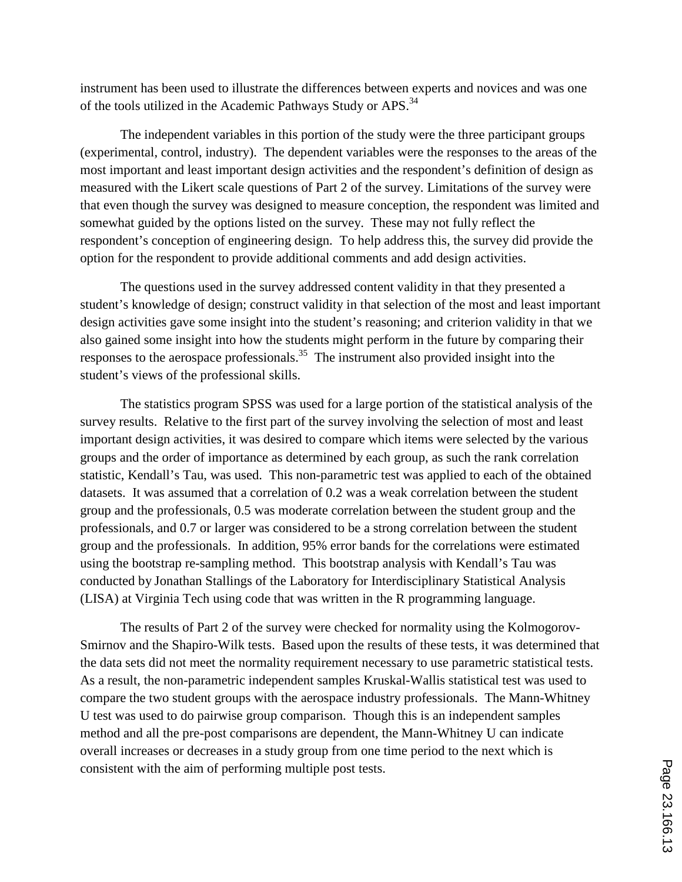instrument has been used to illustrate the differences between experts and novices and was one of the tools utilized in the Academic Pathways Study or APS.[34]

The independent variables in this portion of the study were the three participant groups (experimental, control, industry). The dependent variables were the responses to the areas of the most important and least important design activities and the respondent's definition of design as measured with the Likert scale questions of Part 2 of the survey. Limitations of the survey were that even though the survey was designed to measure conception, the respondent was limited and somewhat guided by the options listed on the survey. These may not fully reflect the respondent's conception of engineering design. To help address this, the survey did provide the option for the respondent to provide additional comments and add design activities.

The questions used in the survey addressed content validity in that they presented a student's knowledge of design; construct validity in that selection of the most and least important design activities gave some insight into the student's reasoning; and criterion validity in that we also gained some insight into how the students might perform in the future by comparing their responses to the aerospace professionals.[35] The instrument also provided insight into the student's views of the professional skills.

The statistics program SPSS was used for a large portion of the statistical analysis of the survey results. Relative to the first part of the survey involving the selection of most and least important design activities, it was desired to compare which items were selected by the various groups and the order of importance as determined by each group, as such the rank correlation statistic, Kendall's Tau, was used. This non-parametric test was applied to each of the obtained datasets. It was assumed that a correlation of 0.2 was a weak correlation between the student group and the professionals, 0.5 was moderate correlation between the student group and the professionals, and 0.7 or larger was considered to be a strong correlation between the student group and the professionals. In addition, 95% error bands for the correlations were estimated using the bootstrap re-sampling method. This bootstrap analysis with Kendall's Tau was conducted by Jonathan Stallings of the Laboratory for Interdisciplinary Statistical Analysis (LISA) at Virginia Tech using code that was written in the R programming language.

The results of Part 2 of the survey were checked for normality using the Kolmogorov-Smirnov and the Shapiro-Wilk tests. Based upon the results of these tests, it was determined that the data sets did not meet the normality requirement necessary to use parametric statistical tests. As a result, the non-parametric independent samples Kruskal-Wallis statistical test was used to compare the two student groups with the aerospace industry professionals. The Mann-Whitney U test was used to do pairwise group comparison. Though this is an independent samples method and all the pre-post comparisons are dependent, the Mann-Whitney U can indicate overall increases or decreases in a study group from one time period to the next which is consistent with the aim of performing multiple post tests.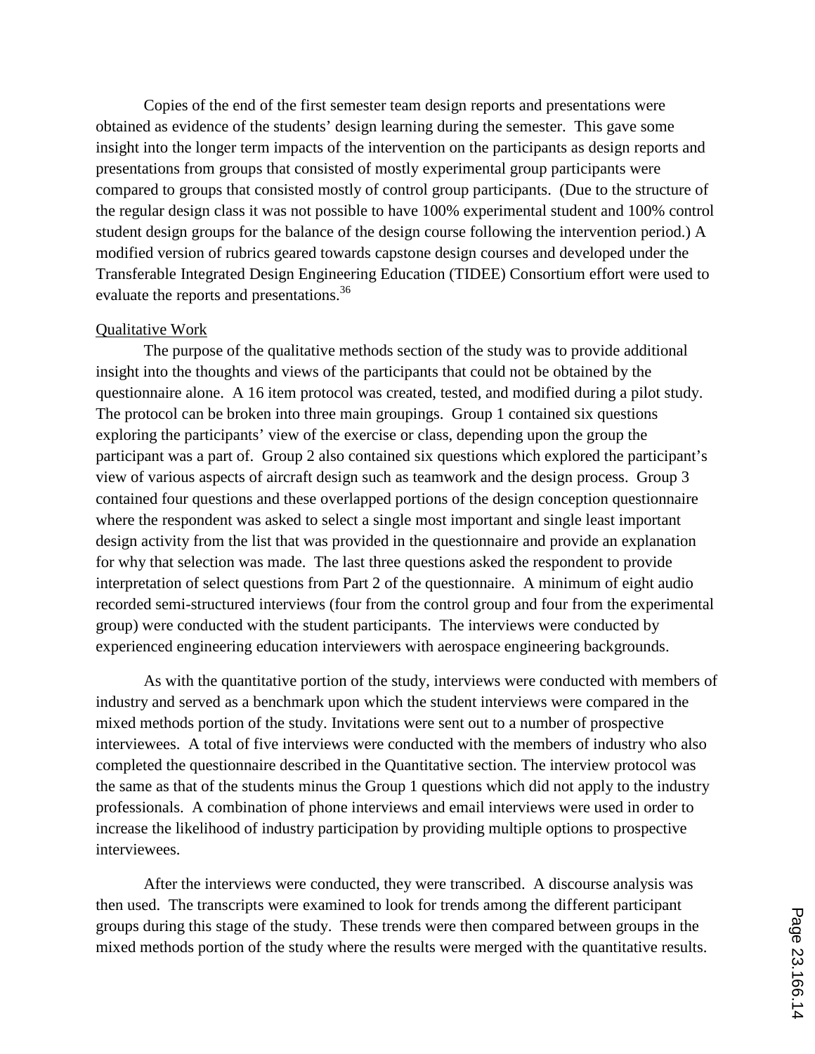Copies of the end of the first semester team design reports and presentations were obtained as evidence of the students' design learning during the semester. This gave some insight into the longer term impacts of the intervention on the participants as design reports and presentations from groups that consisted of mostly experimental group participants were compared to groups that consisted mostly of control group participants. (Due to the structure of the regular design class it was not possible to have 100% experimental student and 100% control student design groups for the balance of the design course following the intervention period.) A modified version of rubrics geared towards capstone design courses and developed under the Transferable Integrated Design Engineering Education (TIDEE) Consortium effort were used to evaluate the reports and presentations.[36]

Qualitative Work

The purpose of the qualitative methods section of the study was to provide additional insight into the thoughts and views of the participants that could not be obtained by the questionnaire alone. A 16 item protocol was created, tested, and modified during a pilot study. The protocol can be broken into three main groupings. Group 1 contained six questions exploring the participants' view of the exercise or class, depending upon the group the participant was a part of. Group 2 also contained six questions which explored the participant's view of various aspects of aircraft design such as teamwork and the design process. Group 3 contained four questions and these overlapped portions of the design conception questionnaire where the respondent was asked to select a single most important and single least important design activity from the list that was provided in the questionnaire and provide an explanation for why that selection was made. The last three questions asked the respondent to provide interpretation of select questions from Part 2 of the questionnaire. A minimum of eight audio recorded semi-structured interviews (four from the control group and four from the experimental group) were conducted with the student participants. The interviews were conducted by experienced engineering education interviewers with aerospace engineering backgrounds.

As with the quantitative portion of the study, interviews were conducted with members of industry and served as a benchmark upon which the student interviews were compared in the mixed methods portion of the study. Invitations were sent out to a number of prospective interviewees. A total of five interviews were conducted with the members of industry who also completed the questionnaire described in the Quantitative section. The interview protocol was the same as that of the students minus the Group 1 questions which did not apply to the industry professionals. A combination of phone interviews and email interviews were used in order to increase the likelihood of industry participation by providing multiple options to prospective interviewees.

After the interviews were conducted, they were transcribed. A discourse analysis was then used. The transcripts were examined to look for trends among the different participant groups during this stage of the study. These trends were then compared between groups in the mixed methods portion of the study where the results were merged with the quantitative results.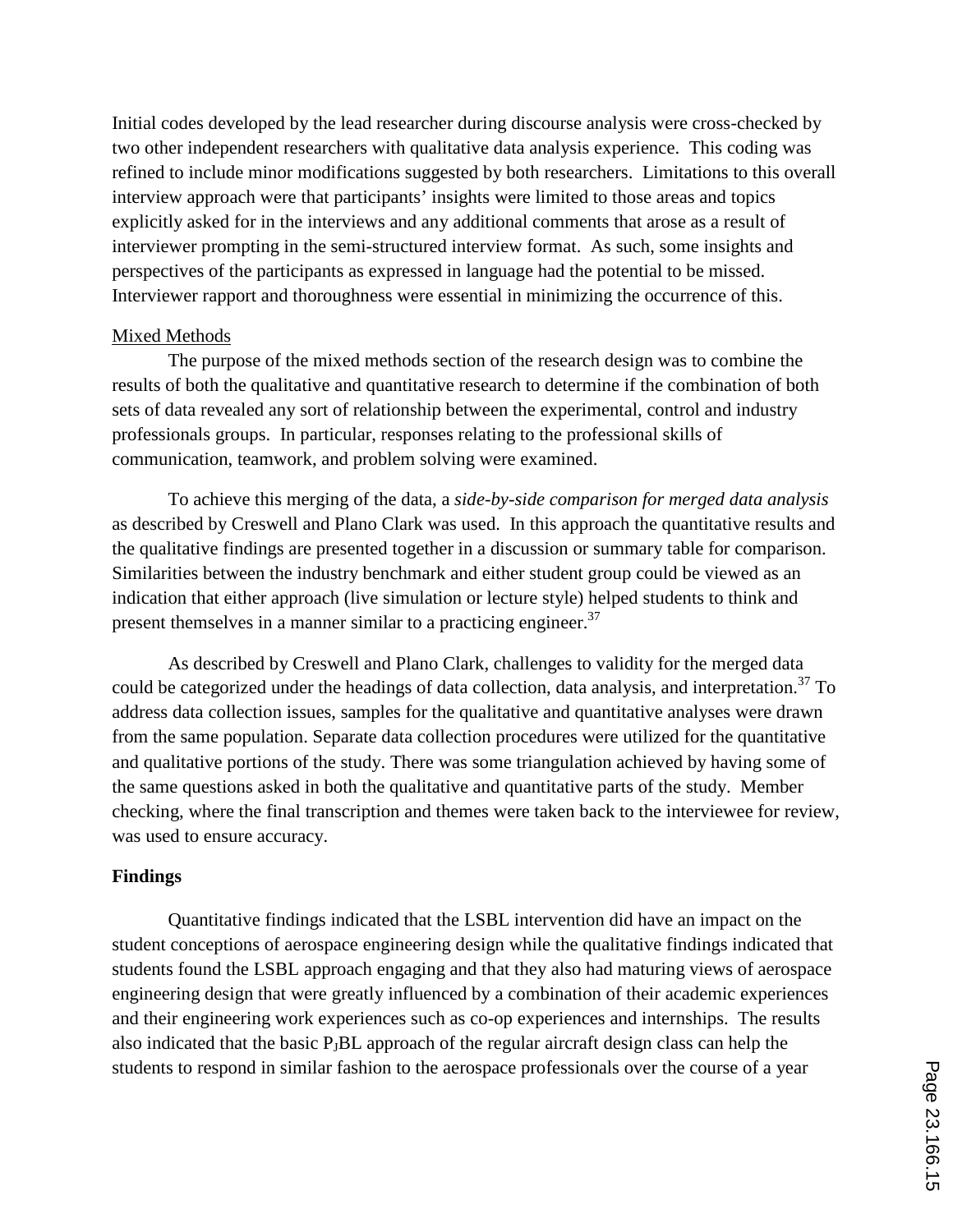Initial codes developed by the lead researcher during discourse analysis were cross-checked by two other independent researchers with qualitative data analysis experience. This coding was refined to include minor modifications suggested by both researchers. Limitations to this overall interview approach were that participants' insights were limited to those areas and topics explicitly asked for in the interviews and any additional comments that arose as a result of interviewer prompting in the semi-structured interview format. As such, some insights and perspectives of the participants as expressed in language had the potential to be missed. Interviewer rapport and thoroughness were essential in minimizing the occurrence of this.

Mixed Methods

The purpose of the mixed methods section of the research design was to combine the results of both the qualitative and quantitative research to determine if the combination of both sets of data revealed any sort of relationship between the experimental, control and industry professionals groups. In particular, responses relating to the professional skills of communication, teamwork, and problem solving were examined.

To achieve this merging of the data, a *side-by-side comparison for merged data analysis* as described by Creswell and Plano Clark was used. In this approach the quantitative results and the qualitative findings are presented together in a discussion or summary table for comparison. Similarities between the industry benchmark and either student group could be viewed as an indication that either approach (live simulation or lecture style) helped students to think and present themselves in a manner similar to a practicing engineer.[37]

As described by Creswell and Plano Clark, challenges to validity for the merged data could be categorized under the headings of data collection, data analysis, and interpretation.[37] To address data collection issues, samples for the qualitative and quantitative analyses were drawn from the same population. Separate data collection procedures were utilized for the quantitative and qualitative portions of the study. There was some triangulation achieved by having some of the same questions asked in both the qualitative and quantitative parts of the study. Member checking, where the final transcription and themes were taken back to the interviewee for review, was used to ensure accuracy.

**Findings**

Quantitative findings indicated that the LSBL intervention did have an impact on the student conceptions of aerospace engineering design while the qualitative findings indicated that students found the LSBL approach engaging and that they also had maturing views of aerospace engineering design that were greatly influenced by a combination of their academic experiences and their engineering work experiences such as co-op experiences and internships. The results also indicated that the basic $P_J$BL approach of the regular aircraft design class can help the students to respond in similar fashion to the aerospace professionals over the course of a year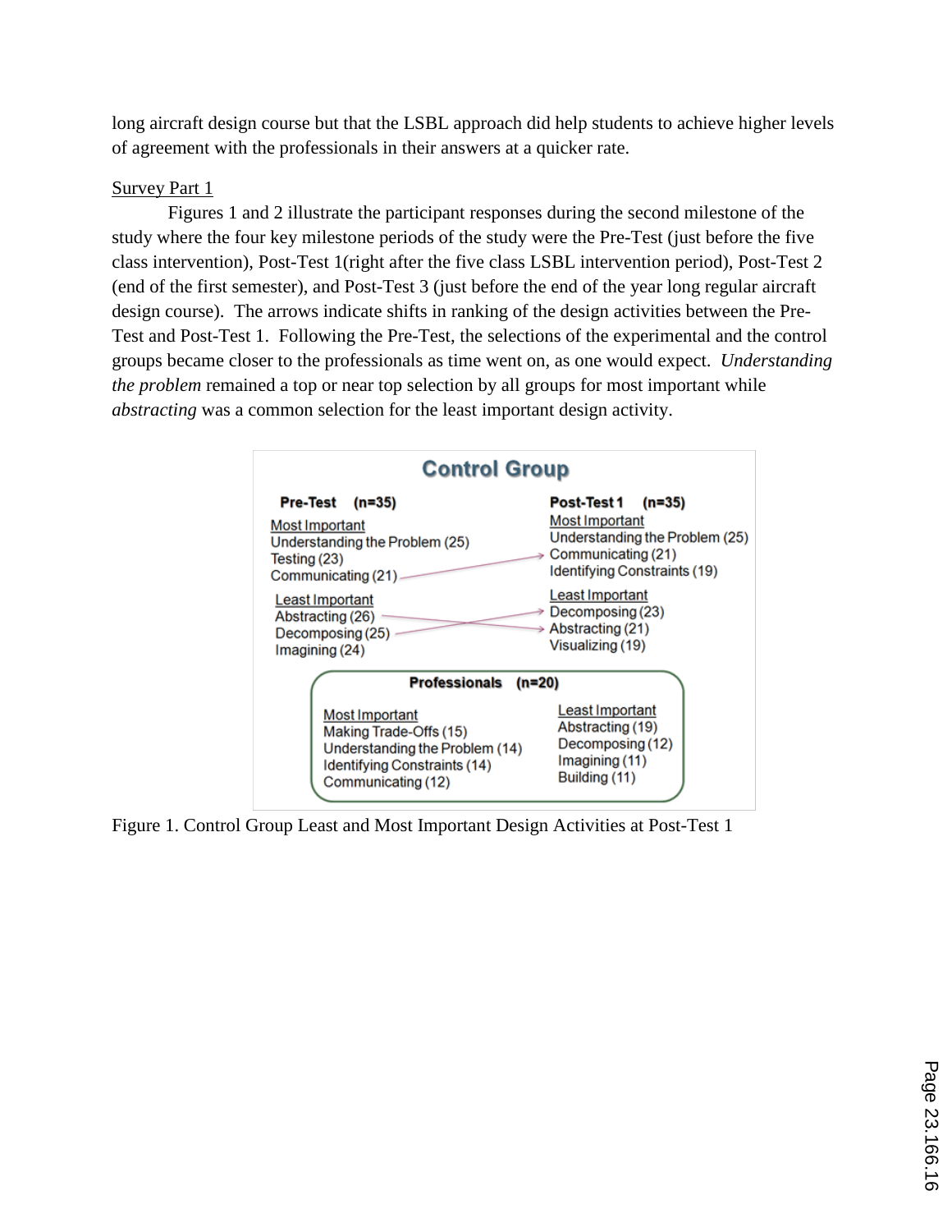long aircraft design course but that the LSBL approach did help students to achieve higher levels of agreement with the professionals in their answers at a quicker rate.

Survey Part 1

Figures 1 and 2 illustrate the participant responses during the second milestone of the study where the four key milestone periods of the study were the Pre-Test (just before the five class intervention), Post-Test 1(right after the five class LSBL intervention period), Post-Test 2 (end of the first semester), and Post-Test 3 (just before the end of the year long regular aircraft design course). The arrows indicate shifts in ranking of the design activities between the Pre-Test and Post-Test 1. Following the Pre-Test, the selections of the experimental and the control groups became closer to the professionals as time went on, as one would expect. *Understanding the problem* remained a top or near top selection by all groups for most important while *abstracting* was a common selection for the least important design activity.

**Control Group**

| Pre-Test (n=35) | Post-Test 1 (n=35) |
|---|---|
| Most Important | Most Important |
| Understanding the Problem (25) | Understanding the Problem (25) |
| Testing (23) | Communicating (21) |
| Communicating (21) | Identifying Constraints (19) |
| Least Important | Least Important |
| Abstracting (26) | Decomposing (23) |
| Decomposing (25) | Abstracting (21) |
| Imagining (24) | Visualizing (19) |

**Professionals (n=20)**

| Most Important | Least Important |
|---|---|
| Making Trade-Offs (15) | Abstracting (19) |
| Understanding the Problem (14) | Decomposing (12) |
| Identifying Constraints (14) | Imagining (11) |
| Communicating (12) | Building (11) |

Figure 1. Control Group Least and Most Important Design Activities at Post-Test 1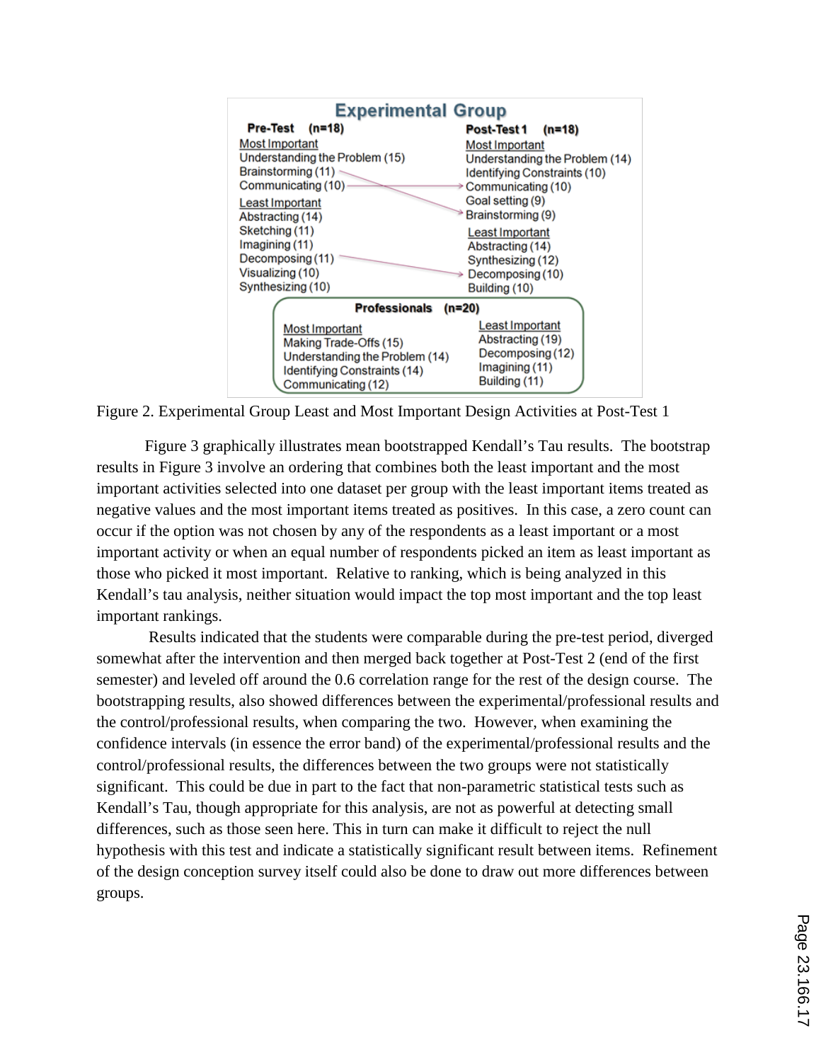Figure 2. Experimental Group Least and Most Important Design Activities at Post-Test 1

Figure 3 graphically illustrates mean bootstrapped Kendall's Tau results. The bootstrap results in Figure 3 involve an ordering that combines both the least important and the most important activities selected into one dataset per group with the least important items treated as negative values and the most important items treated as positives. In this case, a zero count can occur if the option was not chosen by any of the respondents as a least important or a most important activity or when an equal number of respondents picked an item as least important as those who picked it most important. Relative to ranking, which is being analyzed in this Kendall's tau analysis, neither situation would impact the top most important and the top least important rankings.

Results indicated that the students were comparable during the pre-test period, diverged somewhat after the intervention and then merged back together at Post-Test 2 (end of the first semester) and leveled off around the 0.6 correlation range for the rest of the design course. The bootstrapping results, also showed differences between the experimental/professional results and the control/professional results, when comparing the two. However, when examining the confidence intervals (in essence the error band) of the experimental/professional results and the control/professional results, the differences between the two groups were not statistically significant. This could be due in part to the fact that non-parametric statistical tests such as Kendall's Tau, though appropriate for this analysis, are not as powerful at detecting small differences, such as those seen here. This in turn can make it difficult to reject the null hypothesis with this test and indicate a statistically significant result between items. Refinement of the design conception survey itself could also be done to draw out more differences between groups.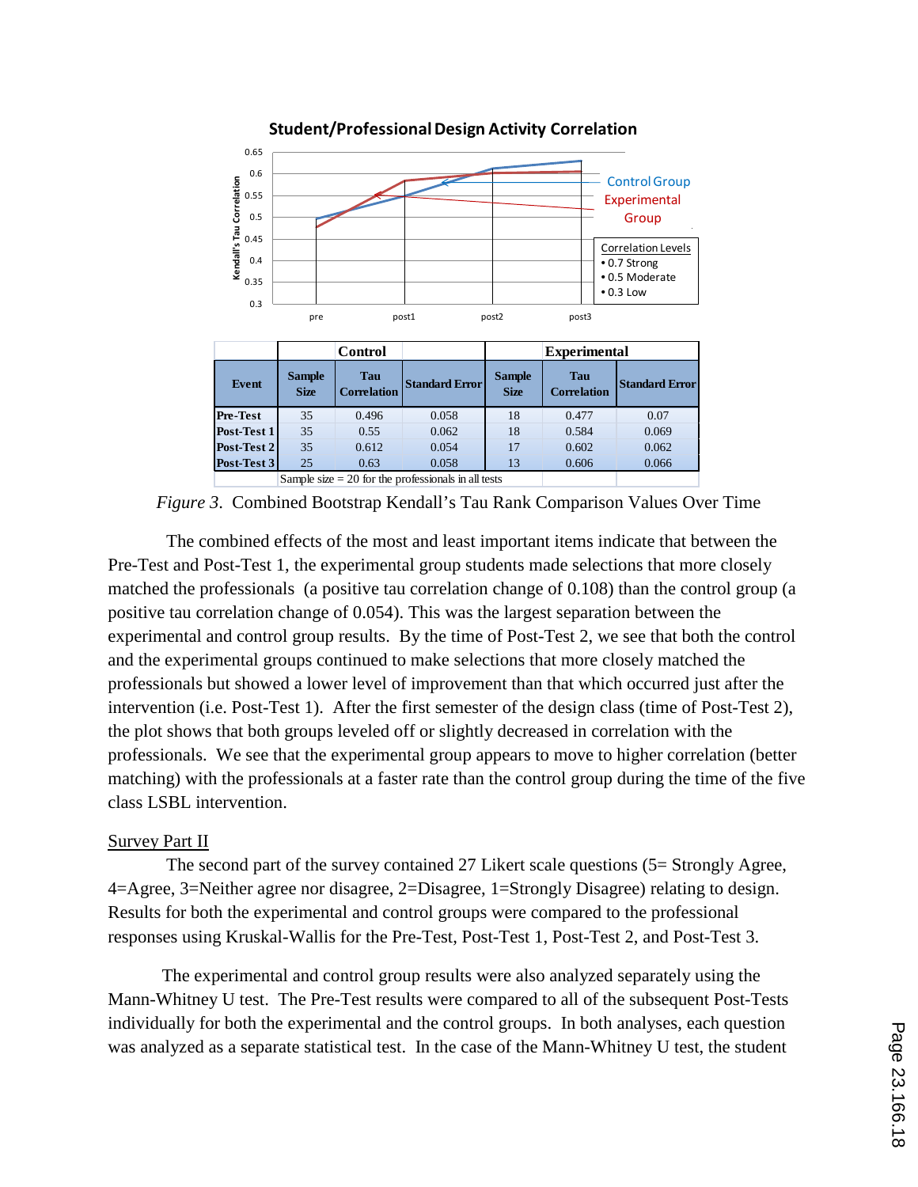Student/Professional Design Activity Correlation

| | Control | | | Experimental | | |
|---|---|---|---|---|---|---|
| Event | Sample Size | Tau Correlation | Standard Error | Sample Size | Tau Correlation | Standard Error |
| Pre-Test | 35 | 0.496 | 0.058 | 18 | 0.477 | 0.07 |
| Post-Test 1 | 35 | 0.55 | 0.062 | 18 | 0.584 | 0.069 |
| Post-Test 2 | 35 | 0.612 | 0.054 | 17 | 0.602 | 0.062 |
| Post-Test 3 | 25 | 0.63 | 0.058 | 13 | 0.606 | 0.066 |

Sample size = 20 for the professionals in all tests

*Figure 3*. Combined Bootstrap Kendall's Tau Rank Comparison Values Over Time

The combined effects of the most and least important items indicate that between the Pre-Test and Post-Test 1, the experimental group students made selections that more closely matched the professionals (a positive tau correlation change of 0.108) than the control group (a positive tau correlation change of 0.054). This was the largest separation between the experimental and control group results. By the time of Post-Test 2, we see that both the control and the experimental groups continued to make selections that more closely matched the professionals but showed a lower level of improvement than that which occurred just after the intervention (i.e. Post-Test 1). After the first semester of the design class (time of Post-Test 2), the plot shows that both groups leveled off or slightly decreased in correlation with the professionals. We see that the experimental group appears to move to higher correlation (better matching) with the professionals at a faster rate than the control group during the time of the five class LSBL intervention.

## Survey Part II

The second part of the survey contained 27 Likert scale questions (5= Strongly Agree, 4=Agree, 3=Neither agree nor disagree, 2=Disagree, 1=Strongly Disagree) relating to design. Results for both the experimental and control groups were compared to the professional responses using Kruskal-Wallis for the Pre-Test, Post-Test 1, Post-Test 2, and Post-Test 3.

The experimental and control group results were also analyzed separately using the Mann-Whitney U test. The Pre-Test results were compared to all of the subsequent Post-Tests individually for both the experimental and the control groups. In both analyses, each question was analyzed as a separate statistical test. In the case of the Mann-Whitney U test, the student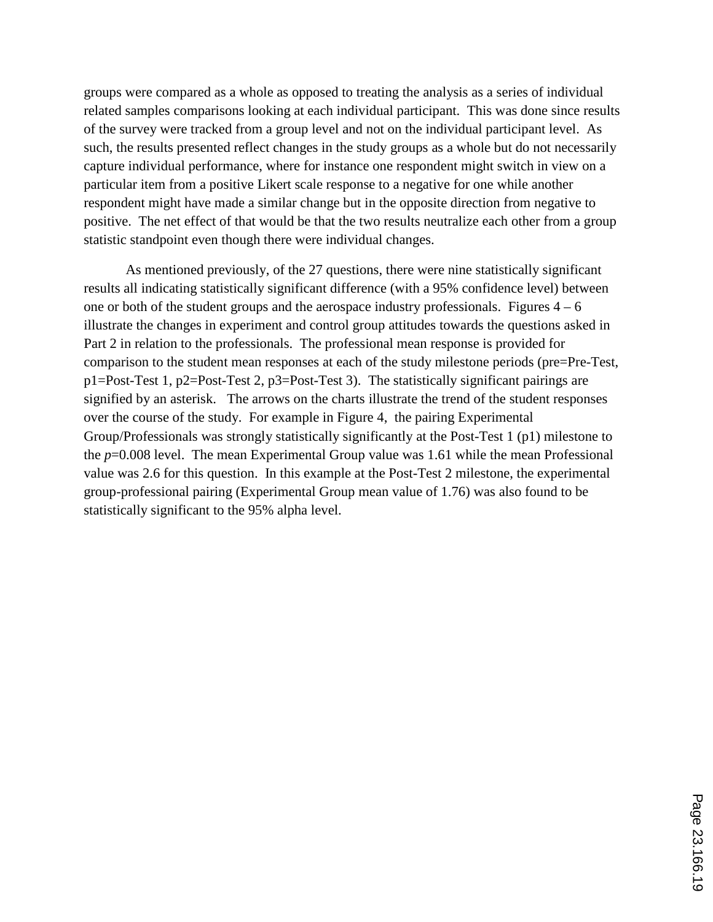groups were compared as a whole as opposed to treating the analysis as a series of individual related samples comparisons looking at each individual participant. This was done since results of the survey were tracked from a group level and not on the individual participant level. As such, the results presented reflect changes in the study groups as a whole but do not necessarily capture individual performance, where for instance one respondent might switch in view on a particular item from a positive Likert scale response to a negative for one while another respondent might have made a similar change but in the opposite direction from negative to positive. The net effect of that would be that the two results neutralize each other from a group statistic standpoint even though there were individual changes.

As mentioned previously, of the 27 questions, there were nine statistically significant results all indicating statistically significant difference (with a 95% confidence level) between one or both of the student groups and the aerospace industry professionals. Figures 4 – 6 illustrate the changes in experiment and control group attitudes towards the questions asked in Part 2 in relation to the professionals. The professional mean response is provided for comparison to the student mean responses at each of the study milestone periods (pre=Pre-Test, p1=Post-Test 1, p2=Post-Test 2, p3=Post-Test 3). The statistically significant pairings are signified by an asterisk. The arrows on the charts illustrate the trend of the student responses over the course of the study. For example in Figure 4, the pairing Experimental Group/Professionals was strongly statistically significantly at the Post-Test 1 (p1) milestone to the $p$=0.008 level. The mean Experimental Group value was 1.61 while the mean Professional value was 2.6 for this question. In this example at the Post-Test 2 milestone, the experimental group-professional pairing (Experimental Group mean value of 1.76) was also found to be statistically significant to the 95% alpha level.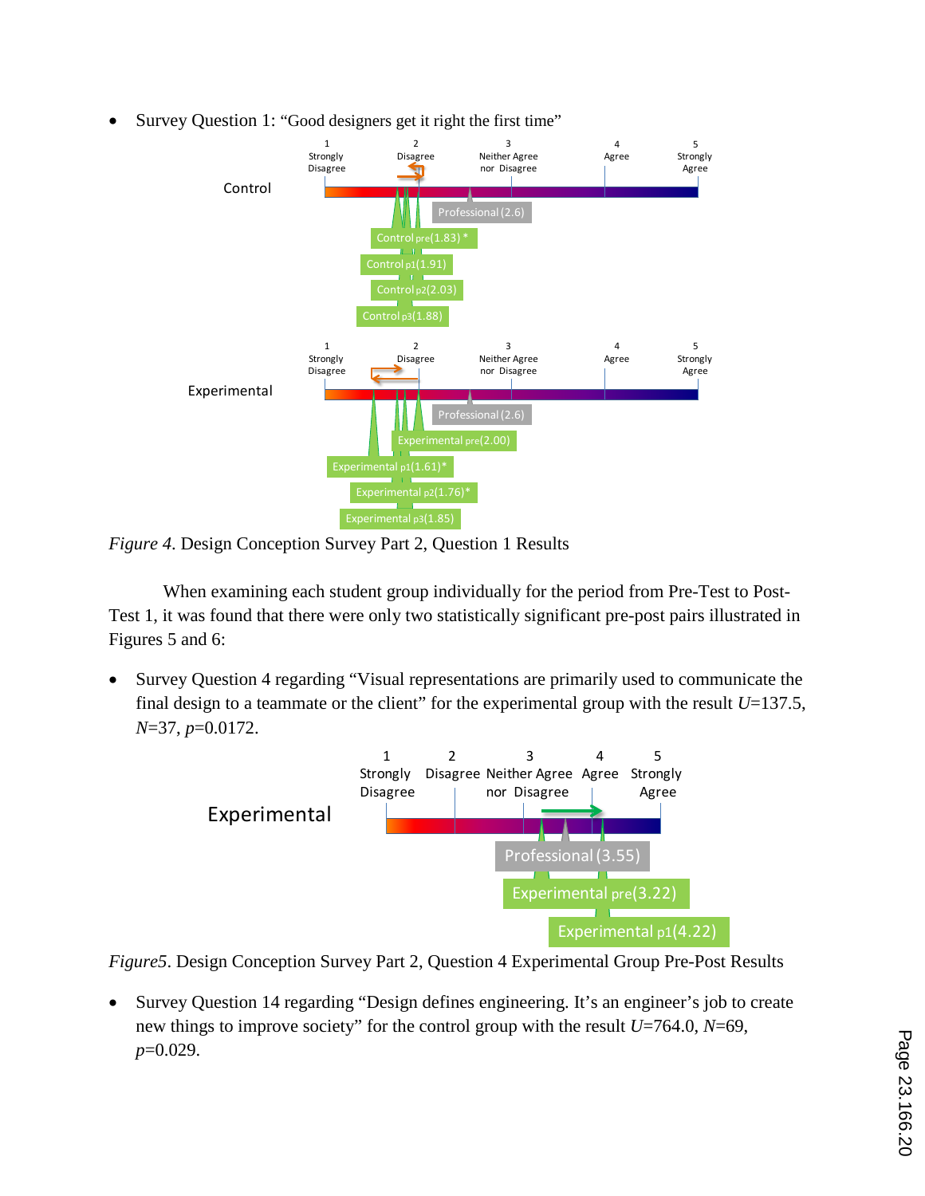- Survey Question 1: "Good designers get it right the first time"

Figure 4. Design Conception Survey Part 2, Question 1 Results

When examining each student group individually for the period from Pre-Test to Post-Test 1, it was found that there were only two statistically significant pre-post pairs illustrated in Figures 5 and 6:

- Survey Question 4 regarding "Visual representations are primarily used to communicate the final design to a teammate or the client" for the experimental group with the result $U$=137.5, $N$=37, $p$=0.0172.

Figure5. Design Conception Survey Part 2, Question 4 Experimental Group Pre-Post Results

- Survey Question 14 regarding "Design defines engineering. It's an engineer's job to create new things to improve society" for the control group with the result $U$=764.0, $N$=69, $p$=0.029.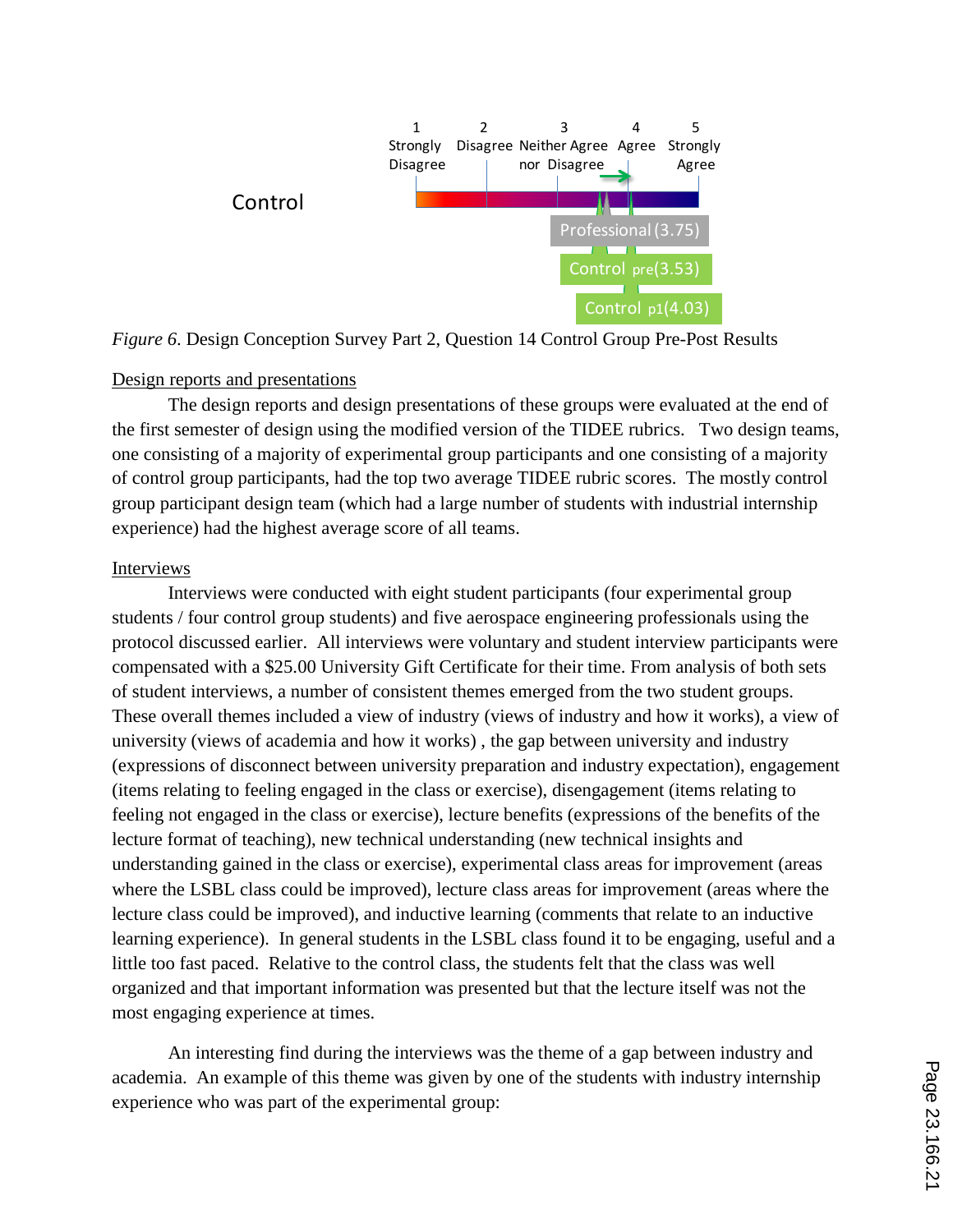Control

| 1 Strongly Disagree | 2 Disagree | 3 Neither Agree nor Disagree | 4 Agree | 5 Strongly Agree |
| --- | --- | --- | --- | --- |

Professional (3.75)

Control pre(3.53)

Control p1(4.03)

*Figure 6*. Design Conception Survey Part 2, Question 14 Control Group Pre-Post Results

Design reports and presentations

The design reports and design presentations of these groups were evaluated at the end of the first semester of design using the modified version of the TIDEE rubrics. Two design teams, one consisting of a majority of experimental group participants and one consisting of a majority of control group participants, had the top two average TIDEE rubric scores. The mostly control group participant design team (which had a large number of students with industrial internship experience) had the highest average score of all teams.

Interviews

Interviews were conducted with eight student participants (four experimental group students / four control group students) and five aerospace engineering professionals using the protocol discussed earlier. All interviews were voluntary and student interview participants were compensated with a $25.00 University Gift Certificate for their time. From analysis of both sets of student interviews, a number of consistent themes emerged from the two student groups. These overall themes included a view of industry (views of industry and how it works), a view of university (views of academia and how it works) , the gap between university and industry (expressions of disconnect between university preparation and industry expectation), engagement (items relating to feeling engaged in the class or exercise), disengagement (items relating to feeling not engaged in the class or exercise), lecture benefits (expressions of the benefits of the lecture format of teaching), new technical understanding (new technical insights and understanding gained in the class or exercise), experimental class areas for improvement (areas where the LSBL class could be improved), lecture class areas for improvement (areas where the lecture class could be improved), and inductive learning (comments that relate to an inductive learning experience). In general students in the LSBL class found it to be engaging, useful and a little too fast paced. Relative to the control class, the students felt that the class was well organized and that important information was presented but that the lecture itself was not the most engaging experience at times.

An interesting find during the interviews was the theme of a gap between industry and academia. An example of this theme was given by one of the students with industry internship experience who was part of the experimental group: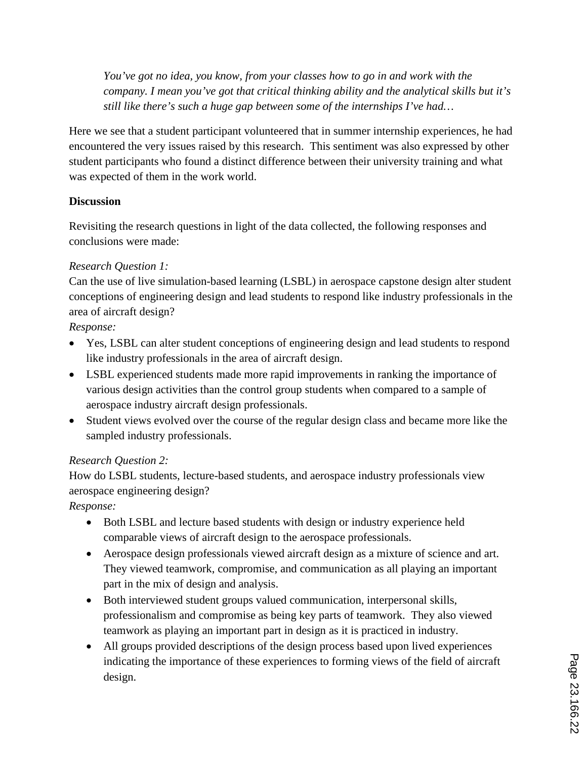> *You've got no idea, you know, from your classes how to go in and work with the company. I mean you've got that critical thinking ability and the analytical skills but it's still like there's such a huge gap between some of the internships I've had…*

Here we see that a student participant volunteered that in summer internship experiences, he had encountered the very issues raised by this research. This sentiment was also expressed by other student participants who found a distinct difference between their university training and what was expected of them in the work world.

**Discussion**

Revisiting the research questions in light of the data collected, the following responses and conclusions were made:

*Research Question 1:*
Can the use of live simulation-based learning (LSBL) in aerospace capstone design alter student conceptions of engineering design and lead students to respond like industry professionals in the area of aircraft design?
*Response:*

- Yes, LSBL can alter student conceptions of engineering design and lead students to respond like industry professionals in the area of aircraft design.
- LSBL experienced students made more rapid improvements in ranking the importance of various design activities than the control group students when compared to a sample of aerospace industry aircraft design professionals.
- Student views evolved over the course of the regular design class and became more like the sampled industry professionals.

*Research Question 2:*
How do LSBL students, lecture-based students, and aerospace industry professionals view aerospace engineering design?
*Response:*

- Both LSBL and lecture based students with design or industry experience held comparable views of aircraft design to the aerospace professionals.
- Aerospace design professionals viewed aircraft design as a mixture of science and art. They viewed teamwork, compromise, and communication as all playing an important part in the mix of design and analysis.
- Both interviewed student groups valued communication, interpersonal skills, professionalism and compromise as being key parts of teamwork. They also viewed teamwork as playing an important part in design as it is practiced in industry.
- All groups provided descriptions of the design process based upon lived experiences indicating the importance of these experiences to forming views of the field of aircraft design.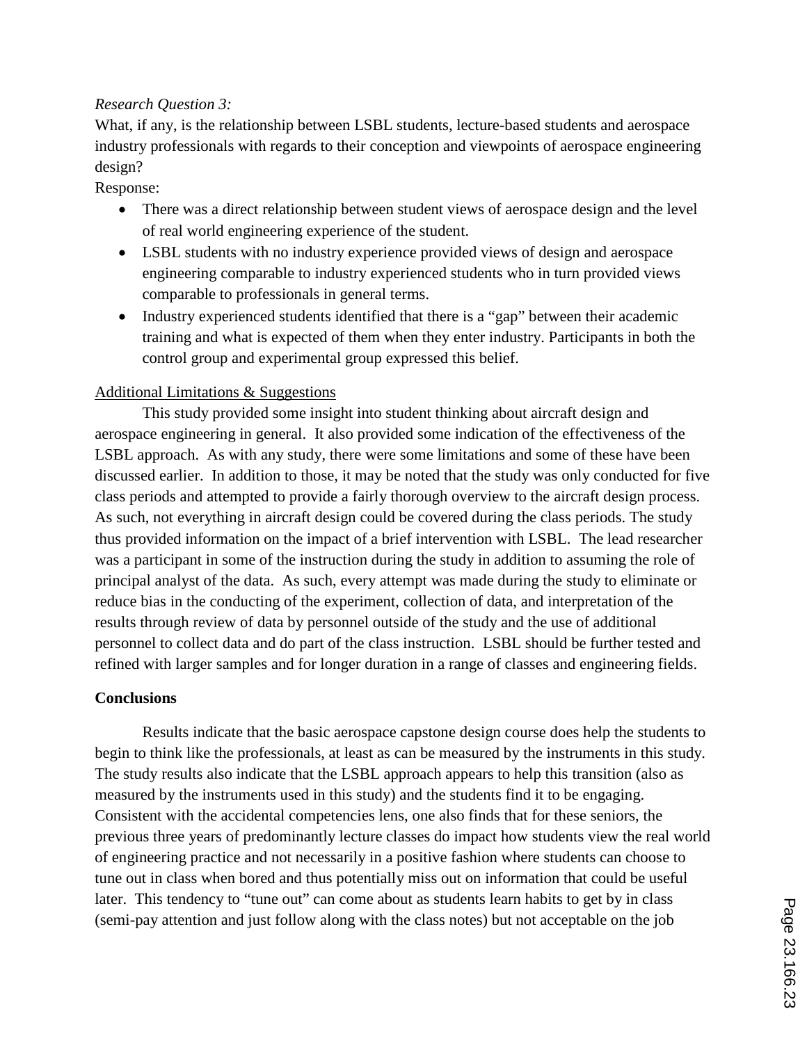*Research Question 3:*

What, if any, is the relationship between LSBL students, lecture-based students and aerospace industry professionals with regards to their conception and viewpoints of aerospace engineering design?

Response:

- There was a direct relationship between student views of aerospace design and the level of real world engineering experience of the student.
- LSBL students with no industry experience provided views of design and aerospace engineering comparable to industry experienced students who in turn provided views comparable to professionals in general terms.
- Industry experienced students identified that there is a "gap" between their academic training and what is expected of them when they enter industry. Participants in both the control group and experimental group expressed this belief.

<u>Additional Limitations & Suggestions</u>

This study provided some insight into student thinking about aircraft design and aerospace engineering in general. It also provided some indication of the effectiveness of the LSBL approach. As with any study, there were some limitations and some of these have been discussed earlier. In addition to those, it may be noted that the study was only conducted for five class periods and attempted to provide a fairly thorough overview to the aircraft design process. As such, not everything in aircraft design could be covered during the class periods. The study thus provided information on the impact of a brief intervention with LSBL. The lead researcher was a participant in some of the instruction during the study in addition to assuming the role of principal analyst of the data. As such, every attempt was made during the study to eliminate or reduce bias in the conducting of the experiment, collection of data, and interpretation of the results through review of data by personnel outside of the study and the use of additional personnel to collect data and do part of the class instruction. LSBL should be further tested and refined with larger samples and for longer duration in a range of classes and engineering fields.

**Conclusions**

Results indicate that the basic aerospace capstone design course does help the students to begin to think like the professionals, at least as can be measured by the instruments in this study. The study results also indicate that the LSBL approach appears to help this transition (also as measured by the instruments used in this study) and the students find it to be engaging. Consistent with the accidental competencies lens, one also finds that for these seniors, the previous three years of predominantly lecture classes do impact how students view the real world of engineering practice and not necessarily in a positive fashion where students can choose to tune out in class when bored and thus potentially miss out on information that could be useful later. This tendency to "tune out" can come about as students learn habits to get by in class (semi-pay attention and just follow along with the class notes) but not acceptable on the job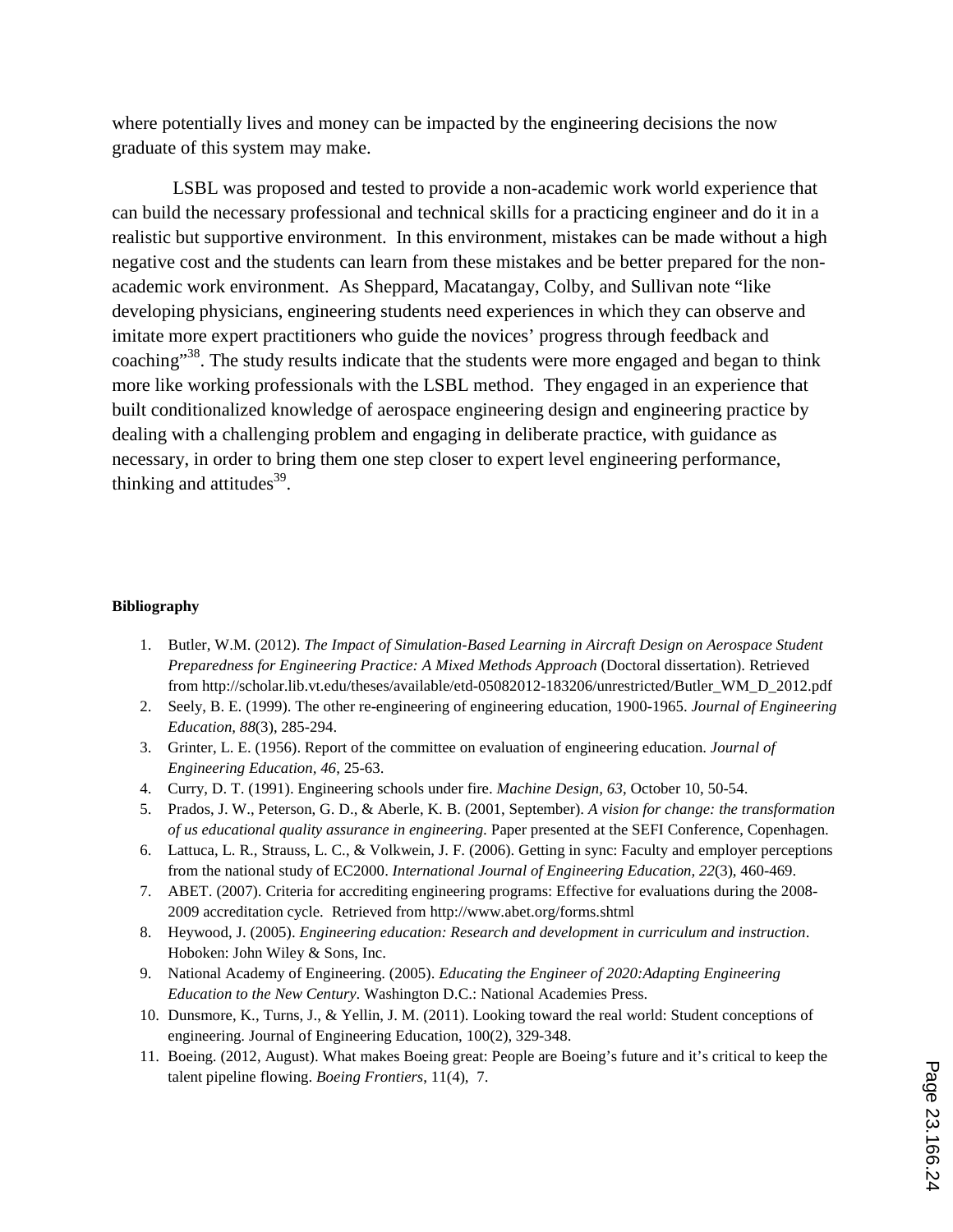where potentially lives and money can be impacted by the engineering decisions the now graduate of this system may make.

LSBL was proposed and tested to provide a non-academic work world experience that can build the necessary professional and technical skills for a practicing engineer and do it in a realistic but supportive environment. In this environment, mistakes can be made without a high negative cost and the students can learn from these mistakes and be better prepared for the non-academic work environment. As Sheppard, Macatangay, Colby, and Sullivan note "like developing physicians, engineering students need experiences in which they can observe and imitate more expert practitioners who guide the novices' progress through feedback and coaching"[38]. The study results indicate that the students were more engaged and began to think more like working professionals with the LSBL method. They engaged in an experience that built conditionalized knowledge of aerospace engineering design and engineering practice by dealing with a challenging problem and engaging in deliberate practice, with guidance as necessary, in order to bring them one step closer to expert level engineering performance, thinking and attitudes[39].

**Bibliography**

1. Butler, W.M. (2012). *The Impact of Simulation-Based Learning in Aircraft Design on Aerospace Student Preparedness for Engineering Practice: A Mixed Methods Approach* (Doctoral dissertation). Retrieved from http://scholar.lib.vt.edu/theses/available/etd-05082012-183206/unrestricted/Butler_WM_D_2012.pdf
2. Seely, B. E. (1999). The other re-engineering of engineering education, 1900-1965. *Journal of Engineering Education, 88*(3), 285-294.
3. Grinter, L. E. (1956). Report of the committee on evaluation of engineering education. *Journal of Engineering Education, 46*, 25-63.
4. Curry, D. T. (1991). Engineering schools under fire. *Machine Design, 63*, October 10, 50-54.
5. Prados, J. W., Peterson, G. D., & Aberle, K. B. (2001, September). *A vision for change: the transformation of us educational quality assurance in engineering*. Paper presented at the SEFI Conference, Copenhagen.
6. Lattuca, L. R., Strauss, L. C., & Volkwein, J. F. (2006). Getting in sync: Faculty and employer perceptions from the national study of EC2000. *International Journal of Engineering Education, 22*(3), 460-469.
7. ABET. (2007). Criteria for accrediting engineering programs: Effective for evaluations during the 2008-2009 accreditation cycle. Retrieved from http://www.abet.org/forms.shtml
8. Heywood, J. (2005). *Engineering education: Research and development in curriculum and instruction*. Hoboken: John Wiley & Sons, Inc.
9. National Academy of Engineering. (2005). *Educating the Engineer of 2020:Adapting Engineering Education to the New Century*. Washington D.C.: National Academies Press.
10. Dunsmore, K., Turns, J., & Yellin, J. M. (2011). Looking toward the real world: Student conceptions of engineering. Journal of Engineering Education, 100(2), 329-348.
11. Boeing. (2012, August). What makes Boeing great: People are Boeing's future and it's critical to keep the talent pipeline flowing. *Boeing Frontiers*, 11(4), 7.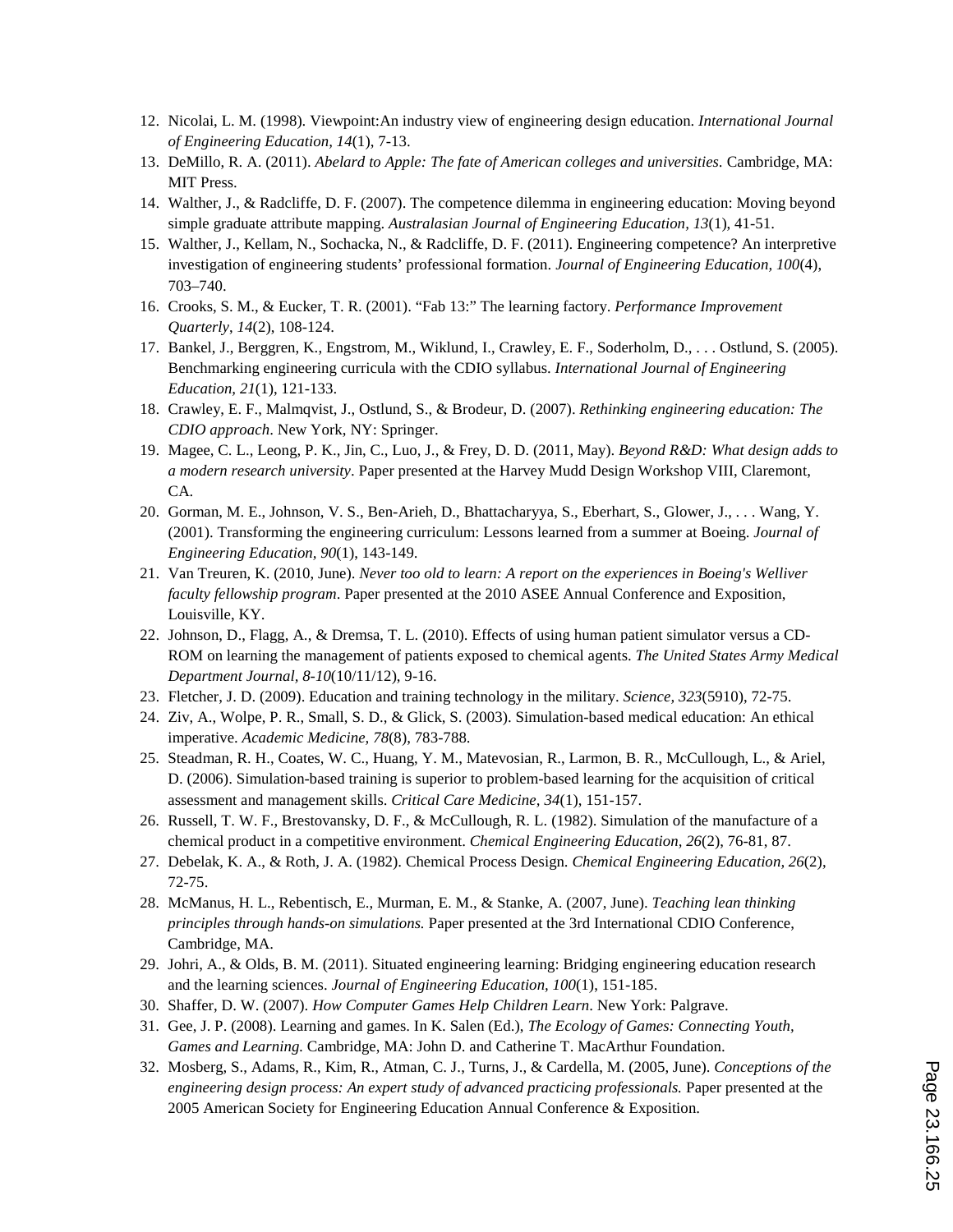12. Nicolai, L. M. (1998). Viewpoint:An industry view of engineering design education. *International Journal of Engineering Education, 14*(1), 7-13.
13. DeMillo, R. A. (2011). *Abelard to Apple: The fate of American colleges and universities.* Cambridge, MA: MIT Press.
14. Walther, J., & Radcliffe, D. F. (2007). The competence dilemma in engineering education: Moving beyond simple graduate attribute mapping. *Australasian Journal of Engineering Education, 13*(1), 41-51.
15. Walther, J., Kellam, N., Sochacka, N., & Radcliffe, D. F. (2011). Engineering competence? An interpretive investigation of engineering students' professional formation. *Journal of Engineering Education, 100*(4), 703–740.
16. Crooks, S. M., & Eucker, T. R. (2001). "Fab 13:" The learning factory. *Performance Improvement Quarterly, 14*(2), 108-124.
17. Bankel, J., Berggren, K., Engstrom, M., Wiklund, I., Crawley, E. F., Soderholm, D., . . . Ostlund, S. (2005). Benchmarking engineering curricula with the CDIO syllabus. *International Journal of Engineering Education, 21*(1), 121-133.
18. Crawley, E. F., Malmqvist, J., Ostlund, S., & Brodeur, D. (2007). *Rethinking engineering education: The CDIO approach*. New York, NY: Springer.
19. Magee, C. L., Leong, P. K., Jin, C., Luo, J., & Frey, D. D. (2011, May). *Beyond R&D: What design adds to a modern research university*. Paper presented at the Harvey Mudd Design Workshop VIII, Claremont, CA.
20. Gorman, M. E., Johnson, V. S., Ben-Arieh, D., Bhattacharyya, S., Eberhart, S., Glower, J., . . . Wang, Y. (2001). Transforming the engineering curriculum: Lessons learned from a summer at Boeing. *Journal of Engineering Education, 90*(1), 143-149.
21. Van Treuren, K. (2010, June). *Never too old to learn: A report on the experiences in Boeing's Welliver faculty fellowship program*. Paper presented at the 2010 ASEE Annual Conference and Exposition, Louisville, KY.
22. Johnson, D., Flagg, A., & Dremsa, T. L. (2010). Effects of using human patient simulator versus a CD-ROM on learning the management of patients exposed to chemical agents. *The United States Army Medical Department Journal, 8-10*(10/11/12), 9-16.
23. Fletcher, J. D. (2009). Education and training technology in the military. *Science, 323*(5910), 72-75.
24. Ziv, A., Wolpe, P. R., Small, S. D., & Glick, S. (2003). Simulation-based medical education: An ethical imperative. *Academic Medicine, 78*(8), 783-788.
25. Steadman, R. H., Coates, W. C., Huang, Y. M., Matevosian, R., Larmon, B. R., McCullough, L., & Ariel, D. (2006). Simulation-based training is superior to problem-based learning for the acquisition of critical assessment and management skills. *Critical Care Medicine, 34*(1), 151-157.
26. Russell, T. W. F., Brestovansky, D. F., & McCullough, R. L. (1982). Simulation of the manufacture of a chemical product in a competitive environment. *Chemical Engineering Education, 26*(2), 76-81, 87.
27. Debelak, K. A., & Roth, J. A. (1982). Chemical Process Design. *Chemical Engineering Education, 26*(2), 72-75.
28. McManus, H. L., Rebentisch, E., Murman, E. M., & Stanke, A. (2007, June). *Teaching lean thinking principles through hands-on simulations.* Paper presented at the 3rd International CDIO Conference, Cambridge, MA.
29. Johri, A., & Olds, B. M. (2011). Situated engineering learning: Bridging engineering education research and the learning sciences. *Journal of Engineering Education, 100*(1), 151-185.
30. Shaffer, D. W. (2007). *How Computer Games Help Children Learn*. New York: Palgrave.
31. Gee, J. P. (2008). Learning and games. In K. Salen (Ed.), *The Ecology of Games: Connecting Youth, Games and Learning.* Cambridge, MA: John D. and Catherine T. MacArthur Foundation.
32. Mosberg, S., Adams, R., Kim, R., Atman, C. J., Turns, J., & Cardella, M. (2005, June). *Conceptions of the engineering design process: An expert study of advanced practicing professionals.* Paper presented at the 2005 American Society for Engineering Education Annual Conference & Exposition.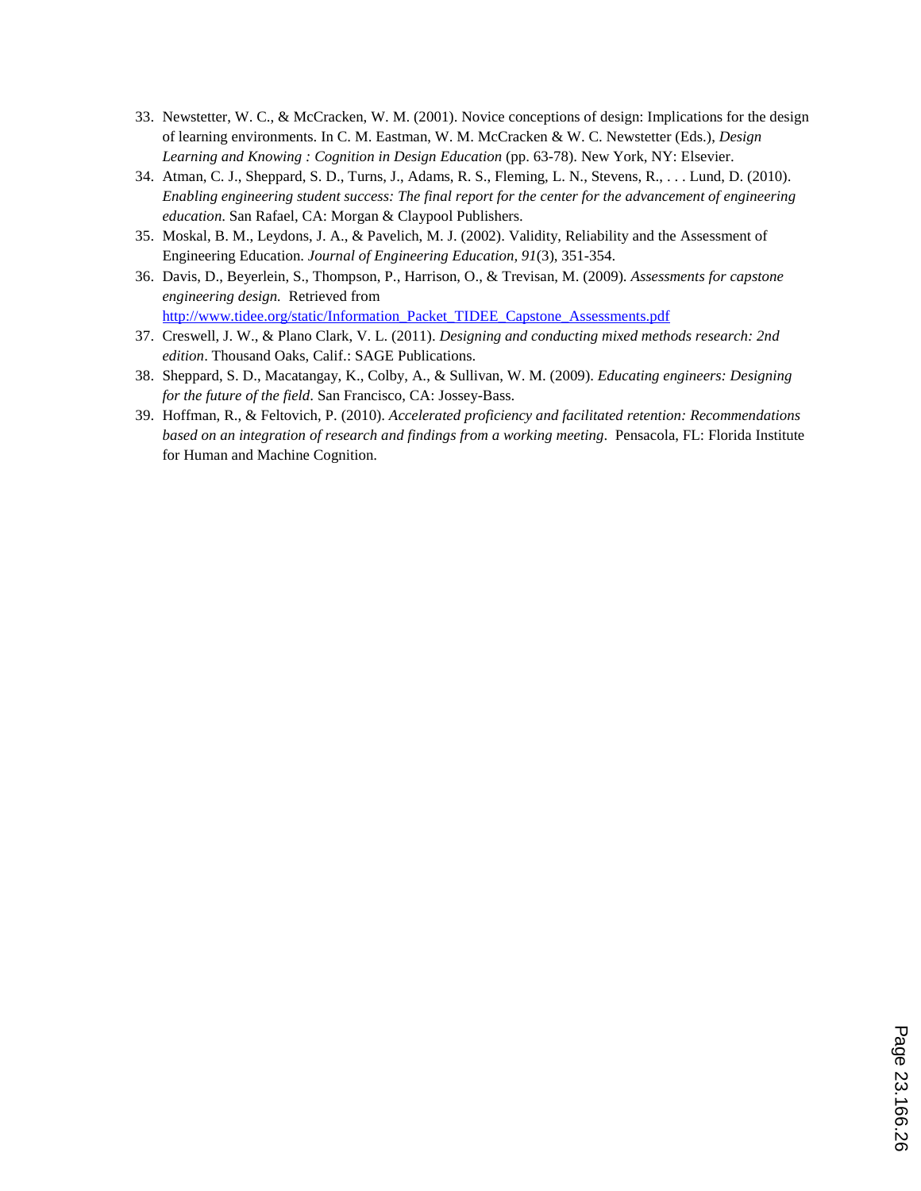33. Newstetter, W. C., & McCracken, W. M. (2001). Novice conceptions of design: Implications for the design of learning environments. In C. M. Eastman, W. M. McCracken & W. C. Newstetter (Eds.), *Design Learning and Knowing : Cognition in Design Education* (pp. 63-78). New York, NY: Elsevier.
34. Atman, C. J., Sheppard, S. D., Turns, J., Adams, R. S., Fleming, L. N., Stevens, R., . . . Lund, D. (2010). *Enabling engineering student success: The final report for the center for the advancement of engineering education.* San Rafael, CA: Morgan & Claypool Publishers.
35. Moskal, B. M., Leydons, J. A., & Pavelich, M. J. (2002). Validity, Reliability and the Assessment of Engineering Education. *Journal of Engineering Education, 91*(3), 351-354.
36. Davis, D., Beyerlein, S., Thompson, P., Harrison, O., & Trevisan, M. (2009). *Assessments for capstone engineering design.* Retrieved from http://www.tidee.org/static/Information_Packet_TIDEE_Capstone_Assessments.pdf
37. Creswell, J. W., & Plano Clark, V. L. (2011). *Designing and conducting mixed methods research: 2nd edition*. Thousand Oaks, Calif.: SAGE Publications.
38. Sheppard, S. D., Macatangay, K., Colby, A., & Sullivan, W. M. (2009). *Educating engineers: Designing for the future of the field*. San Francisco, CA: Jossey-Bass.
39. Hoffman, R., & Feltovich, P. (2010). *Accelerated proficiency and facilitated retention: Recommendations based on an integration of research and findings from a working meeting*. Pensacola, FL: Florida Institute for Human and Machine Cognition.